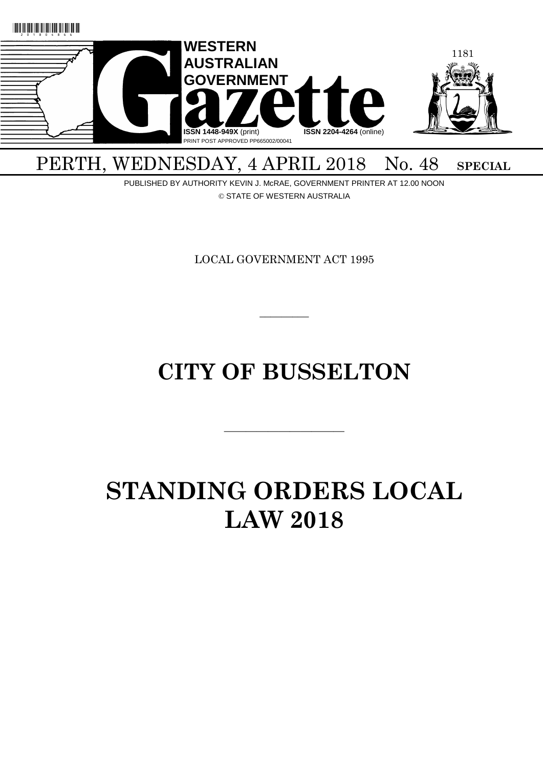WESTERN AUSTRALIAN GOVERNMENT

# Gazette

ISSN 1448-949X (print) ISSN 2204-4264 (online)

PRINT POST APPROVED PP665002/00041

PERTH, WEDNESDAY, 4 APRIL 2018 No. 48 **SPECIAL**

PUBLISHED BY AUTHORITY KEVIN J. McRAE, GOVERNMENT PRINTER AT 12.00 NOON

© STATE OF WESTERN AUSTRALIA

LOCAL GOVERNMENT ACT 1995

---

# CITY OF BUSSELTON

---

# STANDING ORDERS LOCAL LAW 2018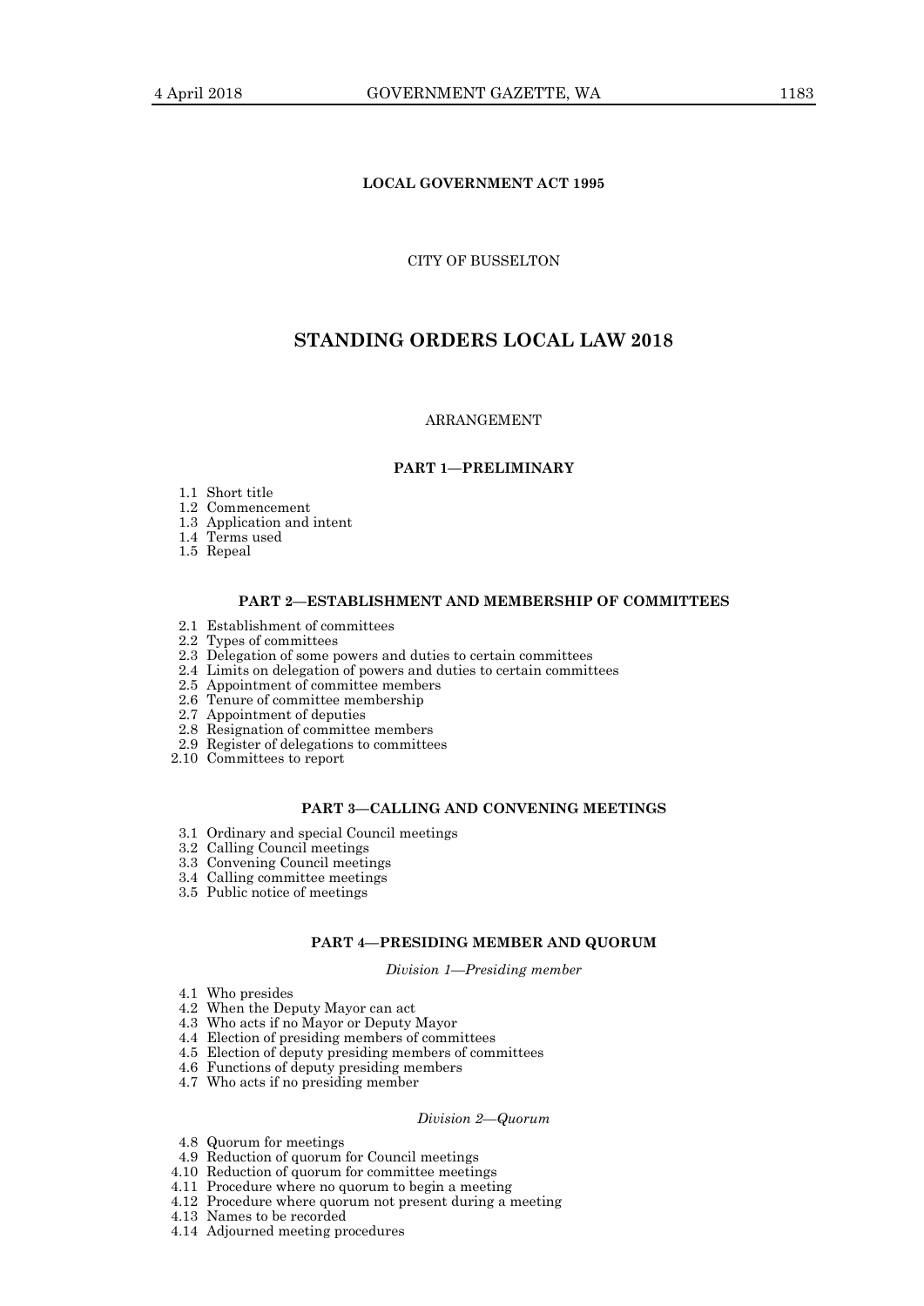**LOCAL GOVERNMENT ACT 1995**

CITY OF BUSSELTON

# STANDING ORDERS LOCAL LAW 2018

ARRANGEMENT

### PART 1—PRELIMINARY

1.1 Short title
1.2 Commencement
1.3 Application and intent
1.4 Terms used
1.5 Repeal

### PART 2—ESTABLISHMENT AND MEMBERSHIP OF COMMITTEES

2.1 Establishment of committees
2.2 Types of committees
2.3 Delegation of some powers and duties to certain committees
2.4 Limits on delegation of powers and duties to certain committees
2.5 Appointment of committee members
2.6 Tenure of committee membership
2.7 Appointment of deputies
2.8 Resignation of committee members
2.9 Register of delegations to committees
2.10 Committees to report

### PART 3—CALLING AND CONVENING MEETINGS

3.1 Ordinary and special Council meetings
3.2 Calling Council meetings
3.3 Convening Council meetings
3.4 Calling committee meetings
3.5 Public notice of meetings

### PART 4—PRESIDING MEMBER AND QUORUM

*Division 1—Presiding member*

4.1 Who presides
4.2 When the Deputy Mayor can act
4.3 Who acts if no Mayor or Deputy Mayor
4.4 Election of presiding members of committees
4.5 Election of deputy presiding members of committees
4.6 Functions of deputy presiding members
4.7 Who acts if no presiding member

*Division 2—Quorum*

4.8 Quorum for meetings
4.9 Reduction of quorum for Council meetings
4.10 Reduction of quorum for committee meetings
4.11 Procedure where no quorum to begin a meeting
4.12 Procedure where quorum not present during a meeting
4.13 Names to be recorded
4.14 Adjourned meeting procedures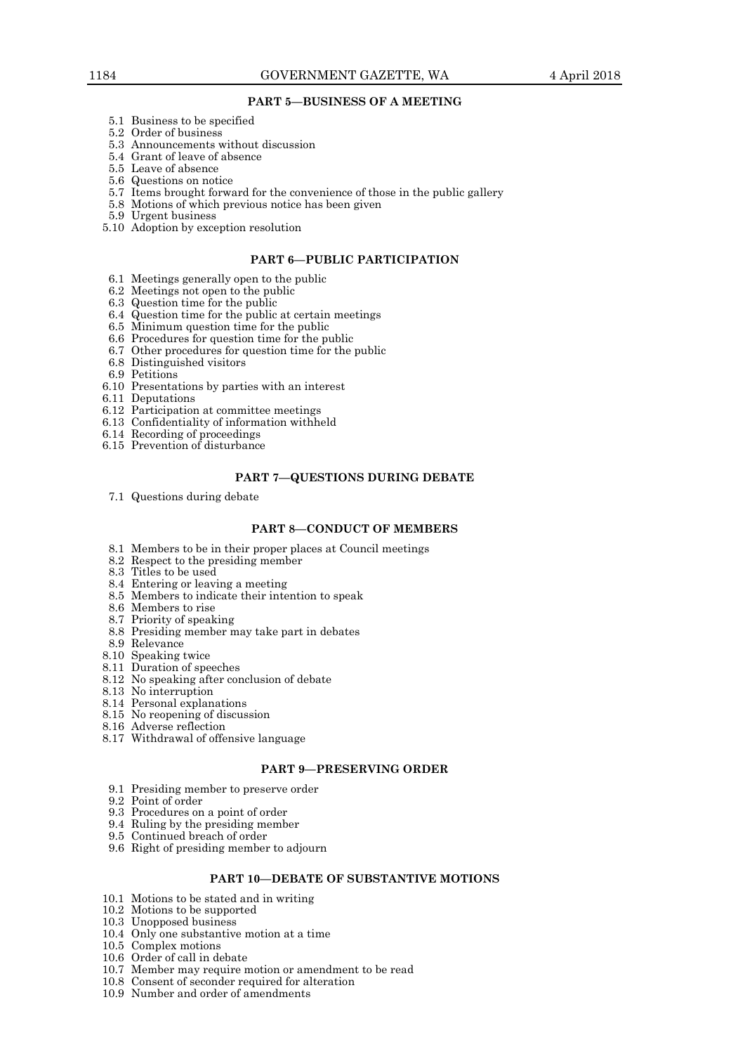## PART 5—BUSINESS OF A MEETING

5.1 Business to be specified
5.2 Order of business
5.3 Announcements without discussion
5.4 Grant of leave of absence
5.5 Leave of absence
5.6 Questions on notice
5.7 Items brought forward for the convenience of those in the public gallery
5.8 Motions of which previous notice has been given
5.9 Urgent business
5.10 Adoption by exception resolution

## PART 6—PUBLIC PARTICIPATION

6.1 Meetings generally open to the public
6.2 Meetings not open to the public
6.3 Question time for the public
6.4 Question time for the public at certain meetings
6.5 Minimum question time for the public
6.6 Procedures for question time for the public
6.7 Other procedures for question time for the public
6.8 Distinguished visitors
6.9 Petitions
6.10 Presentations by parties with an interest
6.11 Deputations
6.12 Participation at committee meetings
6.13 Confidentiality of information withheld
6.14 Recording of proceedings
6.15 Prevention of disturbance

## PART 7—QUESTIONS DURING DEBATE

7.1 Questions during debate

## PART 8—CONDUCT OF MEMBERS

8.1 Members to be in their proper places at Council meetings
8.2 Respect to the presiding member
8.3 Titles to be used
8.4 Entering or leaving a meeting
8.5 Members to indicate their intention to speak
8.6 Members to rise
8.7 Priority of speaking
8.8 Presiding member may take part in debates
8.9 Relevance
8.10 Speaking twice
8.11 Duration of speeches
8.12 No speaking after conclusion of debate
8.13 No interruption
8.14 Personal explanations
8.15 No reopening of discussion
8.16 Adverse reflection
8.17 Withdrawal of offensive language

## PART 9—PRESERVING ORDER

9.1 Presiding member to preserve order
9.2 Point of order
9.3 Procedures on a point of order
9.4 Ruling by the presiding member
9.5 Continued breach of order
9.6 Right of presiding member to adjourn

## PART 10—DEBATE OF SUBSTANTIVE MOTIONS

10.1 Motions to be stated and in writing
10.2 Motions to be supported
10.3 Unopposed business
10.4 Only one substantive motion at a time
10.5 Complex motions
10.6 Order of call in debate
10.7 Member may require motion or amendment to be read
10.8 Consent of seconder required for alteration
10.9 Number and order of amendments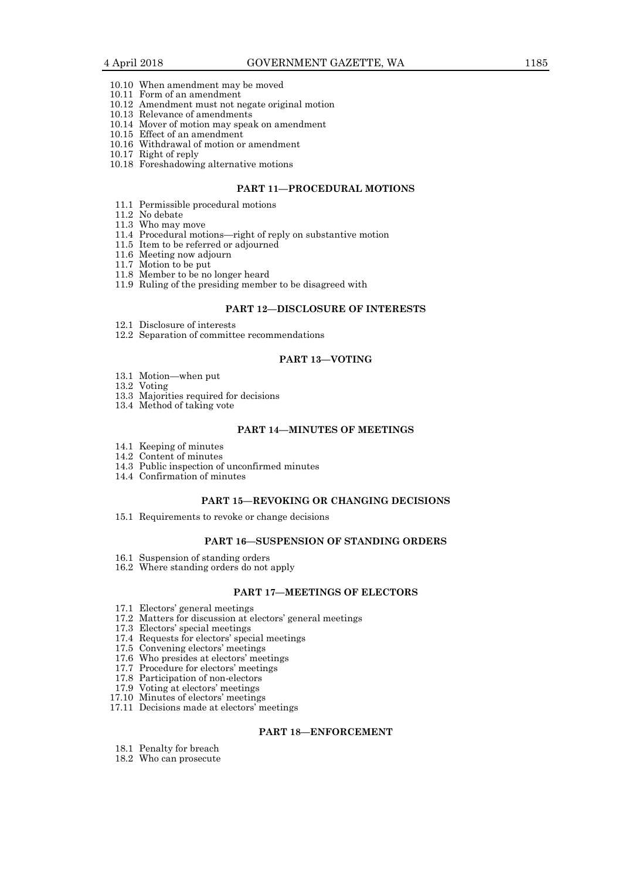10.10 When amendment may be moved
10.11 Form of an amendment
10.12 Amendment must not negate original motion
10.13 Relevance of amendments
10.14 Mover of motion may speak on amendment
10.15 Effect of an amendment
10.16 Withdrawal of motion or amendment
10.17 Right of reply
10.18 Foreshadowing alternative motions

### PART 11—PROCEDURAL MOTIONS

11.1 Permissible procedural motions
11.2 No debate
11.3 Who may move
11.4 Procedural motions—right of reply on substantive motion
11.5 Item to be referred or adjourned
11.6 Meeting now adjourn
11.7 Motion to be put
11.8 Member to be no longer heard
11.9 Ruling of the presiding member to be disagreed with

### PART 12—DISCLOSURE OF INTERESTS

12.1 Disclosure of interests
12.2 Separation of committee recommendations

### PART 13—VOTING

13.1 Motion—when put
13.2 Voting
13.3 Majorities required for decisions
13.4 Method of taking vote

### PART 14—MINUTES OF MEETINGS

14.1 Keeping of minutes
14.2 Content of minutes
14.3 Public inspection of unconfirmed minutes
14.4 Confirmation of minutes

### PART 15—REVOKING OR CHANGING DECISIONS

15.1 Requirements to revoke or change decisions

### PART 16—SUSPENSION OF STANDING ORDERS

16.1 Suspension of standing orders
16.2 Where standing orders do not apply

### PART 17—MEETINGS OF ELECTORS

17.1 Electors' general meetings
17.2 Matters for discussion at electors' general meetings
17.3 Electors' special meetings
17.4 Requests for electors' special meetings
17.5 Convening electors' meetings
17.6 Who presides at electors' meetings
17.7 Procedure for electors' meetings
17.8 Participation of non-electors
17.9 Voting at electors' meetings
17.10 Minutes of electors' meetings
17.11 Decisions made at electors' meetings

### PART 18—ENFORCEMENT

18.1 Penalty for breach
18.2 Who can prosecute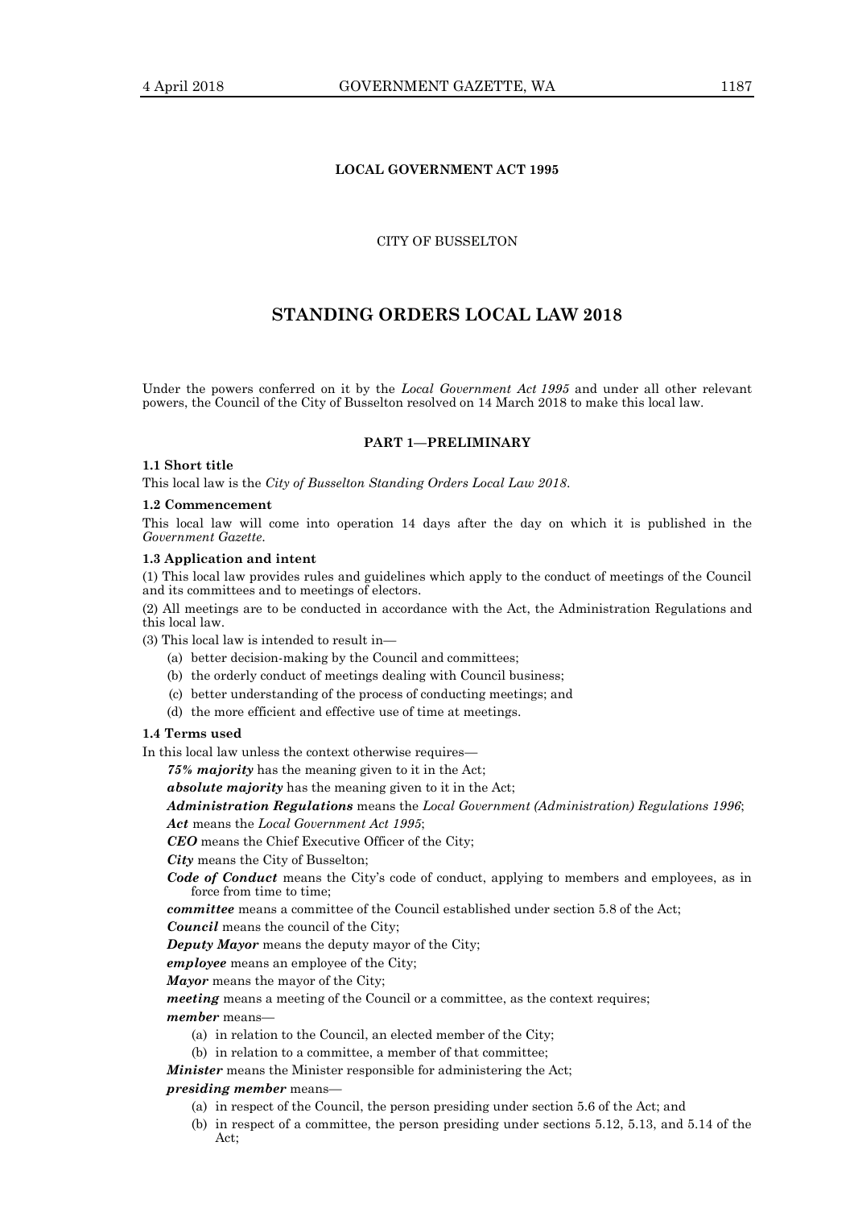**LOCAL GOVERNMENT ACT 1995**

CITY OF BUSSELTON

# STANDING ORDERS LOCAL LAW 2018

Under the powers conferred on it by the *Local Government Act 1995* and under all other relevant powers, the Council of the City of Busselton resolved on 14 March 2018 to make this local law.

## PART 1—PRELIMINARY

### 1.1 Short title

This local law is the *City of Busselton Standing Orders Local Law 2018*.

### 1.2 Commencement

This local law will come into operation 14 days after the day on which it is published in the *Government Gazette*.

### 1.3 Application and intent

(1) This local law provides rules and guidelines which apply to the conduct of meetings of the Council and its committees and to meetings of electors.

(2) All meetings are to be conducted in accordance with the Act, the Administration Regulations and this local law.

(3) This local law is intended to result in—

- (a) better decision-making by the Council and committees;
- (b) the orderly conduct of meetings dealing with Council business;
- (c) better understanding of the process of conducting meetings; and
- (d) the more efficient and effective use of time at meetings.

### 1.4 Terms used

In this local law unless the context otherwise requires—

***75% majority*** has the meaning given to it in the Act;

***absolute majority*** has the meaning given to it in the Act;

***Administration Regulations*** means the *Local Government (Administration) Regulations 1996*;

***Act*** means the *Local Government Act 1995*;

***CEO*** means the Chief Executive Officer of the City;

***City*** means the City of Busselton;

***Code of Conduct*** means the City's code of conduct, applying to members and employees, as in force from time to time;

***committee*** means a committee of the Council established under section 5.8 of the Act;

***Council*** means the council of the City;

***Deputy Mayor*** means the deputy mayor of the City;

***employee*** means an employee of the City;

***Mayor*** means the mayor of the City;

***meeting*** means a meeting of the Council or a committee, as the context requires;

***member*** means—

- (a) in relation to the Council, an elected member of the City;
- (b) in relation to a committee, a member of that committee;

***Minister*** means the Minister responsible for administering the Act;

***presiding member*** means—

- (a) in respect of the Council, the person presiding under section 5.6 of the Act; and
- (b) in respect of a committee, the person presiding under sections 5.12, 5.13, and 5.14 of the Act;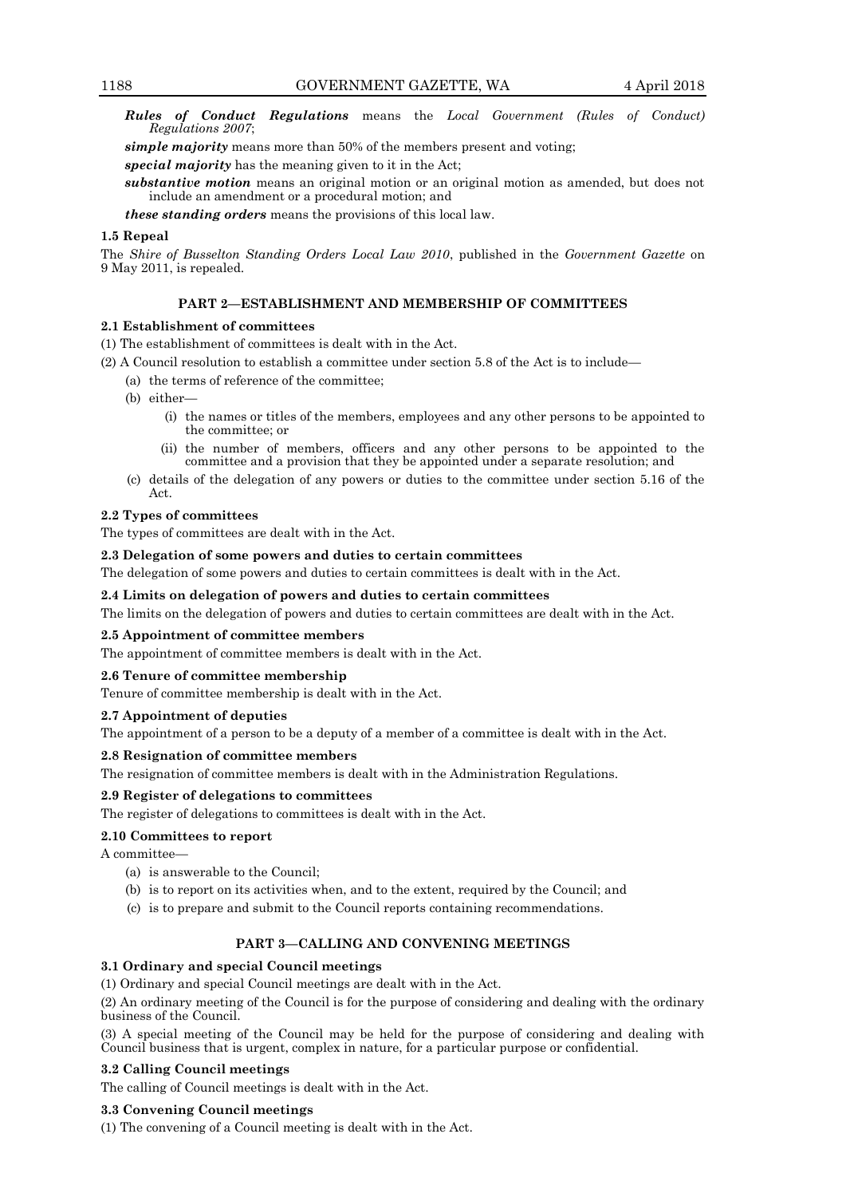***Rules of Conduct Regulations*** means the *Local Government (Rules of Conduct) Regulations 2007*;

***simple majority*** means more than 50% of the members present and voting;

***special majority*** has the meaning given to it in the Act;

***substantive motion*** means an original motion or an original motion as amended, but does not include an amendment or a procedural motion; and

***these standing orders*** means the provisions of this local law.

**1.5 Repeal**

The *Shire of Busselton Standing Orders Local Law 2010*, published in the *Government Gazette* on 9 May 2011, is repealed.

## PART 2—ESTABLISHMENT AND MEMBERSHIP OF COMMITTEES

**2.1 Establishment of committees**

(1) The establishment of committees is dealt with in the Act.

(2) A Council resolution to establish a committee under section 5.8 of the Act is to include—

- (a) the terms of reference of the committee;
- (b) either—
  - (i) the names or titles of the members, employees and any other persons to be appointed to the committee; or
  - (ii) the number of members, officers and any other persons to be appointed to the committee and a provision that they be appointed under a separate resolution; and
- (c) details of the delegation of any powers or duties to the committee under section 5.16 of the Act.

**2.2 Types of committees**

The types of committees are dealt with in the Act.

**2.3 Delegation of some powers and duties to certain committees**

The delegation of some powers and duties to certain committees is dealt with in the Act.

**2.4 Limits on delegation of powers and duties to certain committees**

The limits on the delegation of powers and duties to certain committees are dealt with in the Act.

**2.5 Appointment of committee members**

The appointment of committee members is dealt with in the Act.

**2.6 Tenure of committee membership**

Tenure of committee membership is dealt with in the Act.

**2.7 Appointment of deputies**

The appointment of a person to be a deputy of a member of a committee is dealt with in the Act.

**2.8 Resignation of committee members**

The resignation of committee members is dealt with in the Administration Regulations.

**2.9 Register of delegations to committees**

The register of delegations to committees is dealt with in the Act.

**2.10 Committees to report**

A committee—

- (a) is answerable to the Council;
- (b) is to report on its activities when, and to the extent, required by the Council; and
- (c) is to prepare and submit to the Council reports containing recommendations.

## PART 3—CALLING AND CONVENING MEETINGS

**3.1 Ordinary and special Council meetings**

(1) Ordinary and special Council meetings are dealt with in the Act.

(2) An ordinary meeting of the Council is for the purpose of considering and dealing with the ordinary business of the Council.

(3) A special meeting of the Council may be held for the purpose of considering and dealing with Council business that is urgent, complex in nature, for a particular purpose or confidential.

**3.2 Calling Council meetings**

The calling of Council meetings is dealt with in the Act.

**3.3 Convening Council meetings**

(1) The convening of a Council meeting is dealt with in the Act.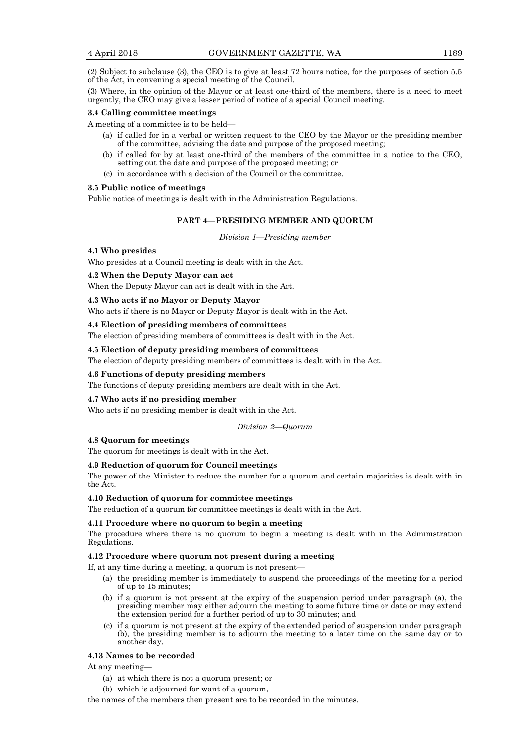(2) Subject to subclause (3), the CEO is to give at least 72 hours notice, for the purposes of section 5.5 of the Act, in convening a special meeting of the Council.

(3) Where, in the opinion of the Mayor or at least one-third of the members, there is a need to meet urgently, the CEO may give a lesser period of notice of a special Council meeting.

**3.4 Calling committee meetings**

A meeting of a committee is to be held—

- (a) if called for in a verbal or written request to the CEO by the Mayor or the presiding member of the committee, advising the date and purpose of the proposed meeting;
- (b) if called for by at least one-third of the members of the committee in a notice to the CEO, setting out the date and purpose of the proposed meeting; or
- (c) in accordance with a decision of the Council or the committee.

**3.5 Public notice of meetings**

Public notice of meetings is dealt with in the Administration Regulations.

## PART 4—PRESIDING MEMBER AND QUORUM

*Division 1—Presiding member*

**4.1 Who presides**

Who presides at a Council meeting is dealt with in the Act.

**4.2 When the Deputy Mayor can act**

When the Deputy Mayor can act is dealt with in the Act.

**4.3 Who acts if no Mayor or Deputy Mayor**

Who acts if there is no Mayor or Deputy Mayor is dealt with in the Act.

**4.4 Election of presiding members of committees**

The election of presiding members of committees is dealt with in the Act.

**4.5 Election of deputy presiding members of committees**

The election of deputy presiding members of committees is dealt with in the Act.

**4.6 Functions of deputy presiding members**

The functions of deputy presiding members are dealt with in the Act.

**4.7 Who acts if no presiding member**

Who acts if no presiding member is dealt with in the Act.

*Division 2—Quorum*

**4.8 Quorum for meetings**

The quorum for meetings is dealt with in the Act.

**4.9 Reduction of quorum for Council meetings**

The power of the Minister to reduce the number for a quorum and certain majorities is dealt with in the Act.

**4.10 Reduction of quorum for committee meetings**

The reduction of a quorum for committee meetings is dealt with in the Act.

**4.11 Procedure where no quorum to begin a meeting**

The procedure where there is no quorum to begin a meeting is dealt with in the Administration Regulations.

**4.12 Procedure where quorum not present during a meeting**

If, at any time during a meeting, a quorum is not present—

- (a) the presiding member is immediately to suspend the proceedings of the meeting for a period of up to 15 minutes;
- (b) if a quorum is not present at the expiry of the suspension period under paragraph (a), the presiding member may either adjourn the meeting to some future time or date or may extend the extension period for a further period of up to 30 minutes; and
- (c) if a quorum is not present at the expiry of the extended period of suspension under paragraph (b), the presiding member is to adjourn the meeting to a later time on the same day or to another day.

**4.13 Names to be recorded**

At any meeting—

- (a) at which there is not a quorum present; or
- (b) which is adjourned for want of a quorum,

the names of the members then present are to be recorded in the minutes.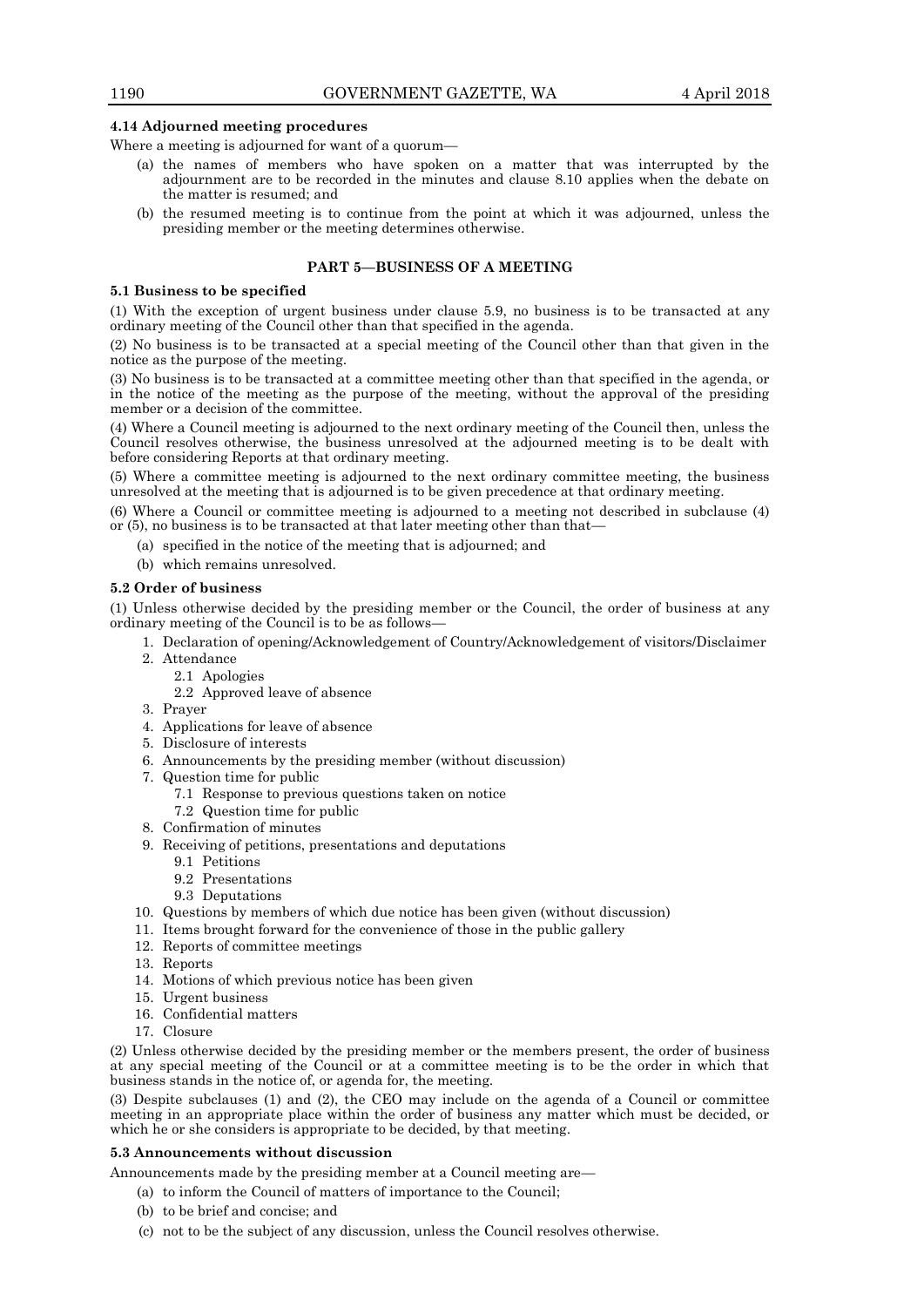#### 4.14 Adjourned meeting procedures

Where a meeting is adjourned for want of a quorum—

- (a) the names of members who have spoken on a matter that was interrupted by the adjournment are to be recorded in the minutes and clause 8.10 applies when the debate on the matter is resumed; and
- (b) the resumed meeting is to continue from the point at which it was adjourned, unless the presiding member or the meeting determines otherwise.

## PART 5—BUSINESS OF A MEETING

#### 5.1 Business to be specified

(1) With the exception of urgent business under clause 5.9, no business is to be transacted at any ordinary meeting of the Council other than that specified in the agenda.

(2) No business is to be transacted at a special meeting of the Council other than that given in the notice as the purpose of the meeting.

(3) No business is to be transacted at a committee meeting other than that specified in the agenda, or in the notice of the meeting as the purpose of the meeting, without the approval of the presiding member or a decision of the committee.

(4) Where a Council meeting is adjourned to the next ordinary meeting of the Council then, unless the Council resolves otherwise, the business unresolved at the adjourned meeting is to be dealt with before considering Reports at that ordinary meeting.

(5) Where a committee meeting is adjourned to the next ordinary committee meeting, the business unresolved at the meeting that is adjourned is to be given precedence at that ordinary meeting.

(6) Where a Council or committee meeting is adjourned to a meeting not described in subclause (4) or (5), no business is to be transacted at that later meeting other than that—

- (a) specified in the notice of the meeting that is adjourned; and
- (b) which remains unresolved.

#### 5.2 Order of business

(1) Unless otherwise decided by the presiding member or the Council, the order of business at any ordinary meeting of the Council is to be as follows—

1. Declaration of opening/Acknowledgement of Country/Acknowledgement of visitors/Disclaimer
2. Attendance
    - 2.1 Apologies
    - 2.2 Approved leave of absence
3. Prayer
4. Applications for leave of absence
5. Disclosure of interests
6. Announcements by the presiding member (without discussion)
7. Question time for public
    - 7.1 Response to previous questions taken on notice
    - 7.2 Question time for public
8. Confirmation of minutes
9. Receiving of petitions, presentations and deputations
    - 9.1 Petitions
    - 9.2 Presentations
    - 9.3 Deputations
10. Questions by members of which due notice has been given (without discussion)
11. Items brought forward for the convenience of those in the public gallery
12. Reports of committee meetings
13. Reports
14. Motions of which previous notice has been given
15. Urgent business
16. Confidential matters
17. Closure

(2) Unless otherwise decided by the presiding member or the members present, the order of business at any special meeting of the Council or at a committee meeting is to be the order in which that business stands in the notice of, or agenda for, the meeting.

(3) Despite subclauses (1) and (2), the CEO may include on the agenda of a Council or committee meeting in an appropriate place within the order of business any matter which must be decided, or which he or she considers is appropriate to be decided, by that meeting.

#### 5.3 Announcements without discussion

Announcements made by the presiding member at a Council meeting are—

- (a) to inform the Council of matters of importance to the Council;
- (b) to be brief and concise; and
- (c) not to be the subject of any discussion, unless the Council resolves otherwise.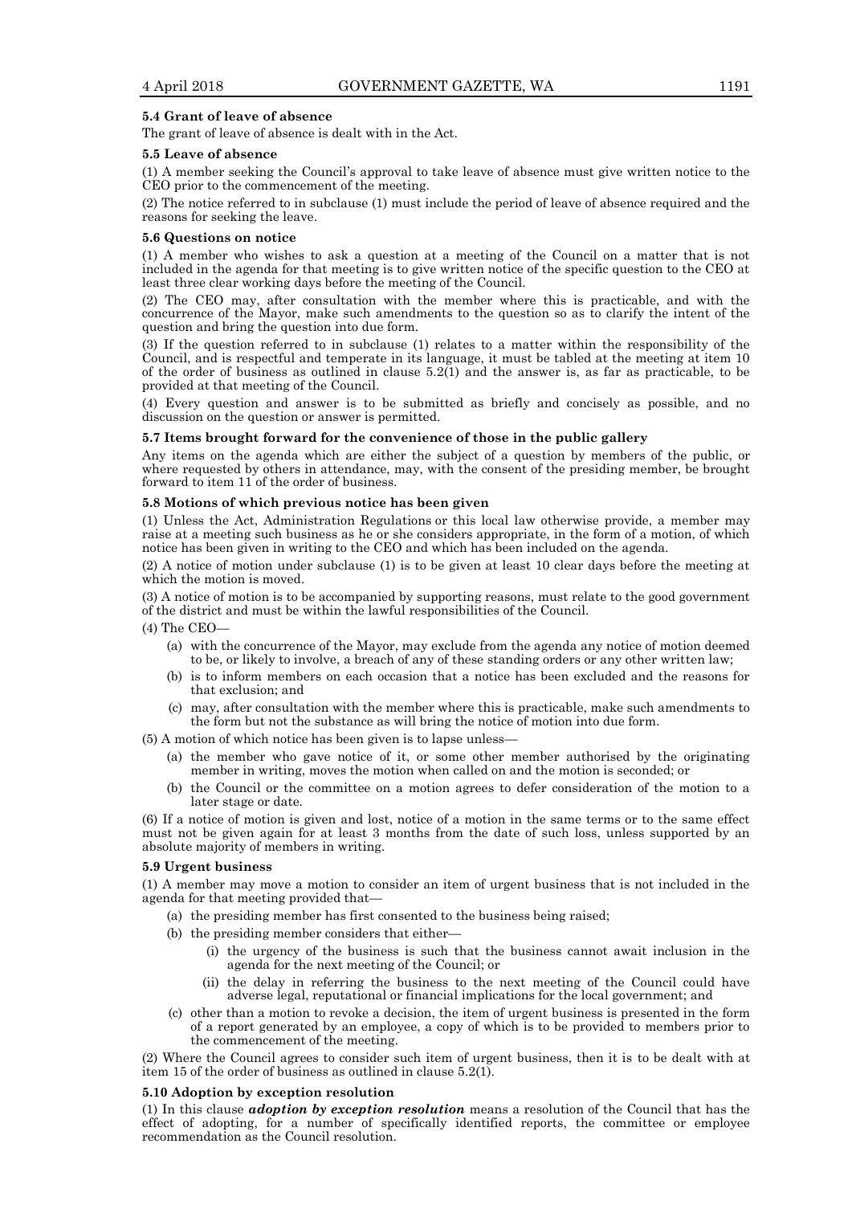**5.4 Grant of leave of absence**

The grant of leave of absence is dealt with in the Act.

**5.5 Leave of absence**

(1) A member seeking the Council's approval to take leave of absence must give written notice to the CEO prior to the commencement of the meeting.

(2) The notice referred to in subclause (1) must include the period of leave of absence required and the reasons for seeking the leave.

**5.6 Questions on notice**

(1) A member who wishes to ask a question at a meeting of the Council on a matter that is not included in the agenda for that meeting is to give written notice of the specific question to the CEO at least three clear working days before the meeting of the Council.

(2) The CEO may, after consultation with the member where this is practicable, and with the concurrence of the Mayor, make such amendments to the question so as to clarify the intent of the question and bring the question into due form.

(3) If the question referred to in subclause (1) relates to a matter within the responsibility of the Council, and is respectful and temperate in its language, it must be tabled at the meeting at item 10 of the order of business as outlined in clause 5.2(1) and the answer is, as far as practicable, to be provided at that meeting of the Council.

(4) Every question and answer is to be submitted as briefly and concisely as possible, and no discussion on the question or answer is permitted.

**5.7 Items brought forward for the convenience of those in the public gallery**

Any items on the agenda which are either the subject of a question by members of the public, or where requested by others in attendance, may, with the consent of the presiding member, be brought forward to item 11 of the order of business.

**5.8 Motions of which previous notice has been given**

(1) Unless the Act, Administration Regulations or this local law otherwise provide, a member may raise at a meeting such business as he or she considers appropriate, in the form of a motion, of which notice has been given in writing to the CEO and which has been included on the agenda.

(2) A notice of motion under subclause (1) is to be given at least 10 clear days before the meeting at which the motion is moved.

(3) A notice of motion is to be accompanied by supporting reasons, must relate to the good government of the district and must be within the lawful responsibilities of the Council.

(4) The CEO—

- (a) with the concurrence of the Mayor, may exclude from the agenda any notice of motion deemed to be, or likely to involve, a breach of any of these standing orders or any other written law;
- (b) is to inform members on each occasion that a notice has been excluded and the reasons for that exclusion; and
- (c) may, after consultation with the member where this is practicable, make such amendments to the form but not the substance as will bring the notice of motion into due form.

(5) A motion of which notice has been given is to lapse unless—

- (a) the member who gave notice of it, or some other member authorised by the originating member in writing, moves the motion when called on and the motion is seconded; or
- (b) the Council or the committee on a motion agrees to defer consideration of the motion to a later stage or date.

(6) If a notice of motion is given and lost, notice of a motion in the same terms or to the same effect must not be given again for at least 3 months from the date of such loss, unless supported by an absolute majority of members in writing.

**5.9 Urgent business**

(1) A member may move a motion to consider an item of urgent business that is not included in the agenda for that meeting provided that—

- (a) the presiding member has first consented to the business being raised;
- (b) the presiding member considers that either—
  - (i) the urgency of the business is such that the business cannot await inclusion in the agenda for the next meeting of the Council; or
  - (ii) the delay in referring the business to the next meeting of the Council could have adverse legal, reputational or financial implications for the local government; and
- (c) other than a motion to revoke a decision, the item of urgent business is presented in the form of a report generated by an employee, a copy of which is to be provided to members prior to the commencement of the meeting.

(2) Where the Council agrees to consider such item of urgent business, then it is to be dealt with at item 15 of the order of business as outlined in clause 5.2(1).

**5.10 Adoption by exception resolution**

(1) In this clause ***adoption by exception resolution*** means a resolution of the Council that has the effect of adopting, for a number of specifically identified reports, the committee or employee recommendation as the Council resolution.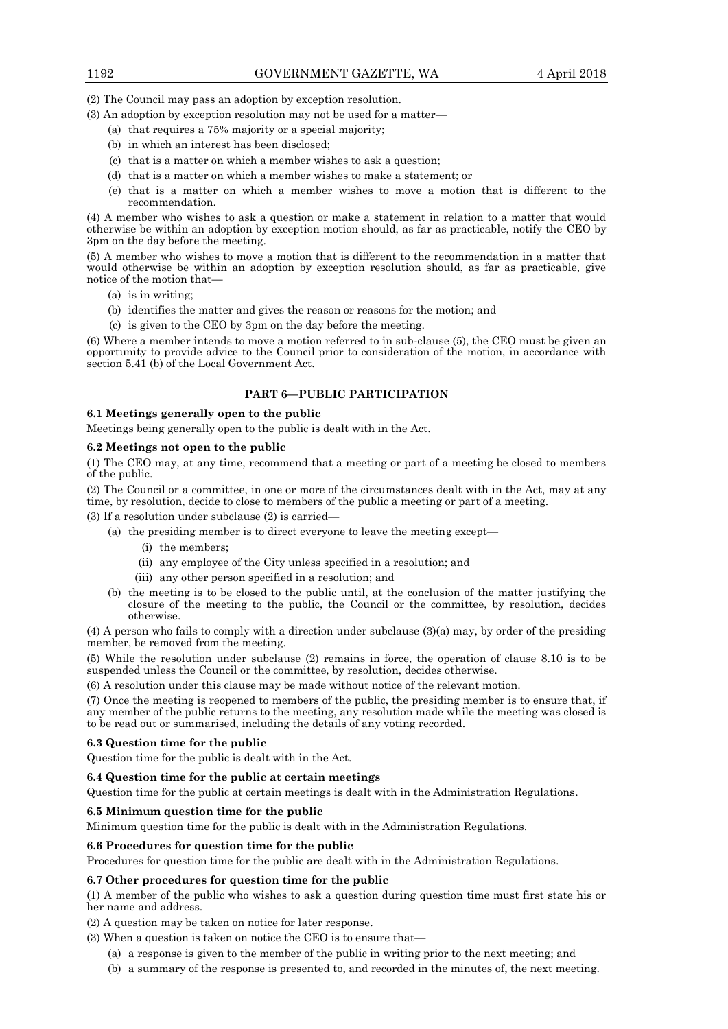(2) The Council may pass an adoption by exception resolution.

(3) An adoption by exception resolution may not be used for a matter—

- (a) that requires a 75% majority or a special majority;
- (b) in which an interest has been disclosed;
- (c) that is a matter on which a member wishes to ask a question;
- (d) that is a matter on which a member wishes to make a statement; or
- (e) that is a matter on which a member wishes to move a motion that is different to the recommendation.

(4) A member who wishes to ask a question or make a statement in relation to a matter that would otherwise be within an adoption by exception motion should, as far as practicable, notify the CEO by 3pm on the day before the meeting.

(5) A member who wishes to move a motion that is different to the recommendation in a matter that would otherwise be within an adoption by exception resolution should, as far as practicable, give notice of the motion that—

- (a) is in writing;
- (b) identifies the matter and gives the reason or reasons for the motion; and
- (c) is given to the CEO by 3pm on the day before the meeting.

(6) Where a member intends to move a motion referred to in sub-clause (5), the CEO must be given an opportunity to provide advice to the Council prior to consideration of the motion, in accordance with section 5.41 (b) of the Local Government Act.

## PART 6—PUBLIC PARTICIPATION

### 6.1 Meetings generally open to the public

Meetings being generally open to the public is dealt with in the Act.

### 6.2 Meetings not open to the public

(1) The CEO may, at any time, recommend that a meeting or part of a meeting be closed to members of the public.

(2) The Council or a committee, in one or more of the circumstances dealt with in the Act, may at any time, by resolution, decide to close to members of the public a meeting or part of a meeting.

(3) If a resolution under subclause (2) is carried—

- (a) the presiding member is to direct everyone to leave the meeting except—
  - (i) the members;
  - (ii) any employee of the City unless specified in a resolution; and
  - (iii) any other person specified in a resolution; and
- (b) the meeting is to be closed to the public until, at the conclusion of the matter justifying the closure of the meeting to the public, the Council or the committee, by resolution, decides otherwise.

(4) A person who fails to comply with a direction under subclause (3)(a) may, by order of the presiding member, be removed from the meeting.

(5) While the resolution under subclause (2) remains in force, the operation of clause 8.10 is to be suspended unless the Council or the committee, by resolution, decides otherwise.

(6) A resolution under this clause may be made without notice of the relevant motion.

(7) Once the meeting is reopened to members of the public, the presiding member is to ensure that, if any member of the public returns to the meeting, any resolution made while the meeting was closed is to be read out or summarised, including the details of any voting recorded.

### 6.3 Question time for the public

Question time for the public is dealt with in the Act.

### 6.4 Question time for the public at certain meetings

Question time for the public at certain meetings is dealt with in the Administration Regulations.

### 6.5 Minimum question time for the public

Minimum question time for the public is dealt with in the Administration Regulations.

### 6.6 Procedures for question time for the public

Procedures for question time for the public are dealt with in the Administration Regulations.

### 6.7 Other procedures for question time for the public

(1) A member of the public who wishes to ask a question during question time must first state his or her name and address.

(2) A question may be taken on notice for later response.

(3) When a question is taken on notice the CEO is to ensure that—

- (a) a response is given to the member of the public in writing prior to the next meeting; and
- (b) a summary of the response is presented to, and recorded in the minutes of, the next meeting.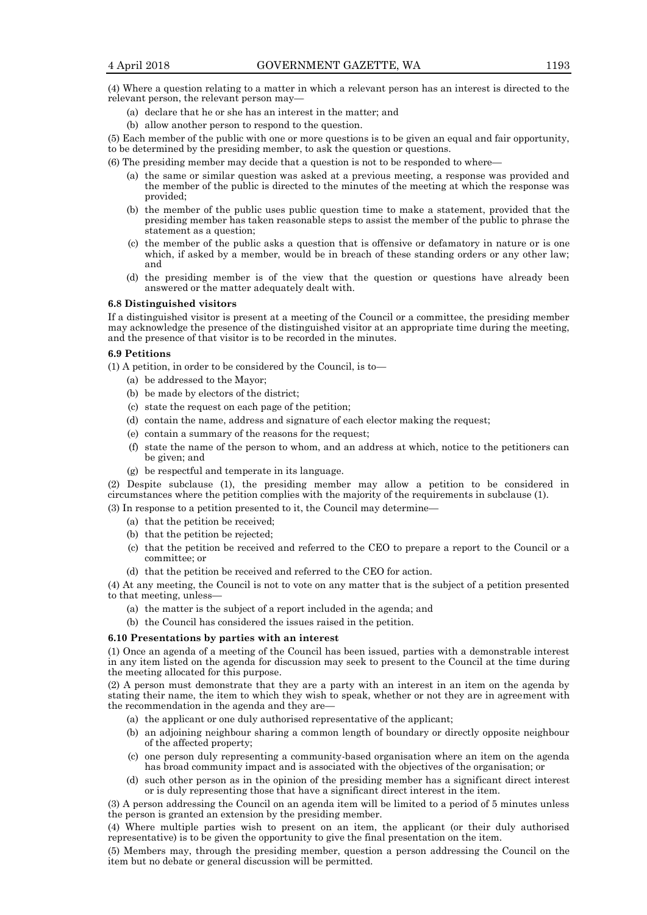(4) Where a question relating to a matter in which a relevant person has an interest is directed to the relevant person, the relevant person may—

- (a) declare that he or she has an interest in the matter; and
- (b) allow another person to respond to the question.

(5) Each member of the public with one or more questions is to be given an equal and fair opportunity, to be determined by the presiding member, to ask the question or questions.

(6) The presiding member may decide that a question is not to be responded to where—

- (a) the same or similar question was asked at a previous meeting, a response was provided and the member of the public is directed to the minutes of the meeting at which the response was provided;
- (b) the member of the public uses public question time to make a statement, provided that the presiding member has taken reasonable steps to assist the member of the public to phrase the statement as a question;
- (c) the member of the public asks a question that is offensive or defamatory in nature or is one which, if asked by a member, would be in breach of these standing orders or any other law; and
- (d) the presiding member is of the view that the question or questions have already been answered or the matter adequately dealt with.

**6.8 Distinguished visitors**

If a distinguished visitor is present at a meeting of the Council or a committee, the presiding member may acknowledge the presence of the distinguished visitor at an appropriate time during the meeting, and the presence of that visitor is to be recorded in the minutes.

**6.9 Petitions**

(1) A petition, in order to be considered by the Council, is to—

- (a) be addressed to the Mayor;
- (b) be made by electors of the district;
- (c) state the request on each page of the petition;
- (d) contain the name, address and signature of each elector making the request;
- (e) contain a summary of the reasons for the request;
- (f) state the name of the person to whom, and an address at which, notice to the petitioners can be given; and
- (g) be respectful and temperate in its language.

(2) Despite subclause (1), the presiding member may allow a petition to be considered in circumstances where the petition complies with the majority of the requirements in subclause (1).

(3) In response to a petition presented to it, the Council may determine—

- (a) that the petition be received;
- (b) that the petition be rejected;
- (c) that the petition be received and referred to the CEO to prepare a report to the Council or a committee; or
- (d) that the petition be received and referred to the CEO for action.

(4) At any meeting, the Council is not to vote on any matter that is the subject of a petition presented to that meeting, unless—

- (a) the matter is the subject of a report included in the agenda; and
- (b) the Council has considered the issues raised in the petition.

**6.10 Presentations by parties with an interest**

(1) Once an agenda of a meeting of the Council has been issued, parties with a demonstrable interest in any item listed on the agenda for discussion may seek to present to the Council at the time during the meeting allocated for this purpose.

(2) A person must demonstrate that they are a party with an interest in an item on the agenda by stating their name, the item to which they wish to speak, whether or not they are in agreement with the recommendation in the agenda and they are—

- (a) the applicant or one duly authorised representative of the applicant;
- (b) an adjoining neighbour sharing a common length of boundary or directly opposite neighbour of the affected property;
- (c) one person duly representing a community-based organisation where an item on the agenda has broad community impact and is associated with the objectives of the organisation; or
- (d) such other person as in the opinion of the presiding member has a significant direct interest or is duly representing those that have a significant direct interest in the item.

(3) A person addressing the Council on an agenda item will be limited to a period of 5 minutes unless the person is granted an extension by the presiding member.

(4) Where multiple parties wish to present on an item, the applicant (or their duly authorised representative) is to be given the opportunity to give the final presentation on the item.

(5) Members may, through the presiding member, question a person addressing the Council on the item but no debate or general discussion will be permitted.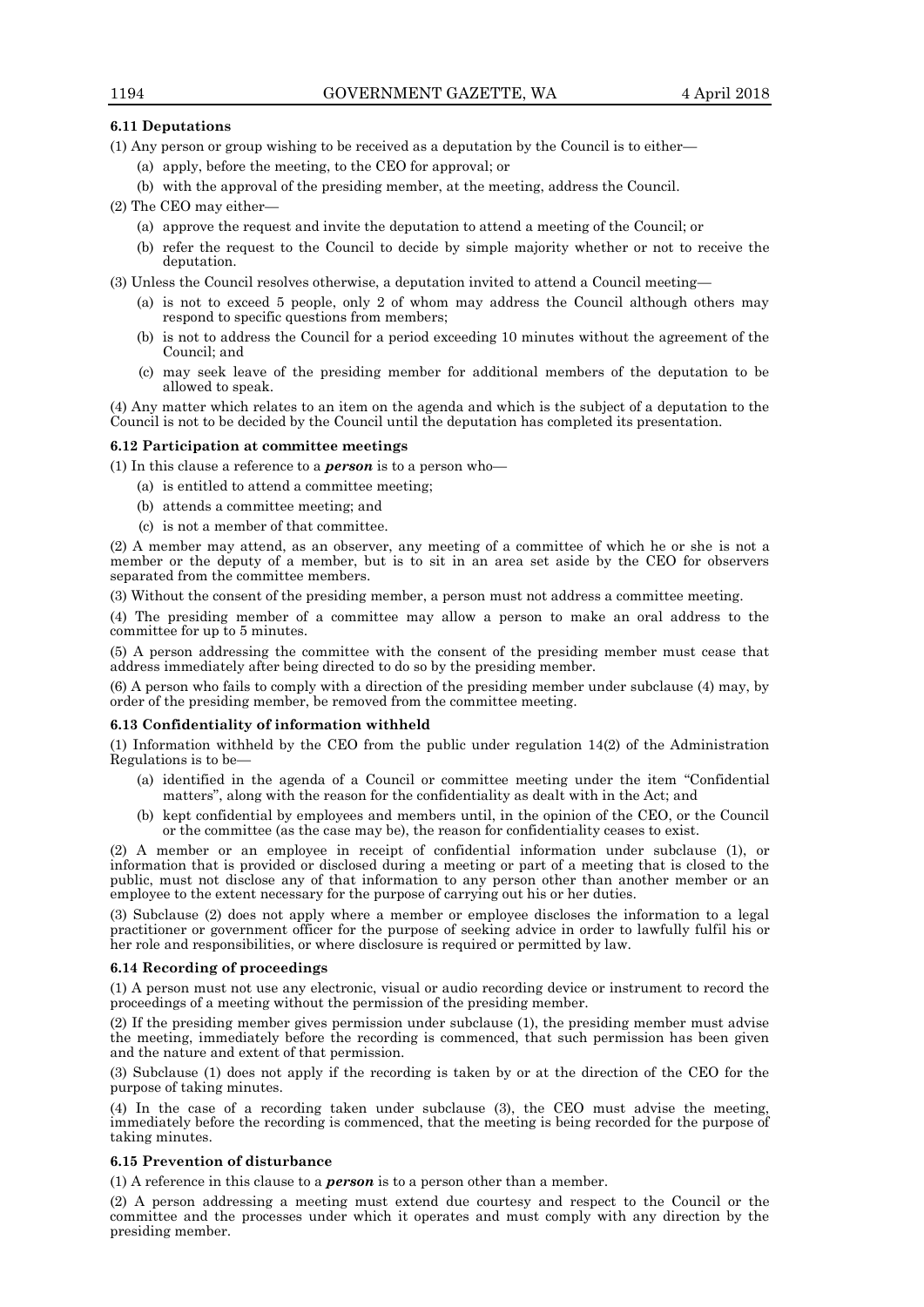### 6.11 Deputations

(1) Any person or group wishing to be received as a deputation by the Council is to either—

(a) apply, before the meeting, to the CEO for approval; or

(b) with the approval of the presiding member, at the meeting, address the Council.

(2) The CEO may either—

(a) approve the request and invite the deputation to attend a meeting of the Council; or

(b) refer the request to the Council to decide by simple majority whether or not to receive the deputation.

(3) Unless the Council resolves otherwise, a deputation invited to attend a Council meeting—

(a) is not to exceed 5 people, only 2 of whom may address the Council although others may respond to specific questions from members;

(b) is not to address the Council for a period exceeding 10 minutes without the agreement of the Council; and

(c) may seek leave of the presiding member for additional members of the deputation to be allowed to speak.

(4) Any matter which relates to an item on the agenda and which is the subject of a deputation to the Council is not to be decided by the Council until the deputation has completed its presentation.

### 6.12 Participation at committee meetings

(1) In this clause a reference to a ***person*** is to a person who—

(a) is entitled to attend a committee meeting;

(b) attends a committee meeting; and

(c) is not a member of that committee.

(2) A member may attend, as an observer, any meeting of a committee of which he or she is not a member or the deputy of a member, but is to sit in an area set aside by the CEO for observers separated from the committee members.

(3) Without the consent of the presiding member, a person must not address a committee meeting.

(4) The presiding member of a committee may allow a person to make an oral address to the committee for up to 5 minutes.

(5) A person addressing the committee with the consent of the presiding member must cease that address immediately after being directed to do so by the presiding member.

(6) A person who fails to comply with a direction of the presiding member under subclause (4) may, by order of the presiding member, be removed from the committee meeting.

### 6.13 Confidentiality of information withheld

(1) Information withheld by the CEO from the public under regulation 14(2) of the Administration Regulations is to be—

(a) identified in the agenda of a Council or committee meeting under the item "Confidential matters", along with the reason for the confidentiality as dealt with in the Act; and

(b) kept confidential by employees and members until, in the opinion of the CEO, or the Council or the committee (as the case may be), the reason for confidentiality ceases to exist.

(2) A member or an employee in receipt of confidential information under subclause (1), or information that is provided or disclosed during a meeting or part of a meeting that is closed to the public, must not disclose any of that information to any person other than another member or an employee to the extent necessary for the purpose of carrying out his or her duties.

(3) Subclause (2) does not apply where a member or employee discloses the information to a legal practitioner or government officer for the purpose of seeking advice in order to lawfully fulfil his or her role and responsibilities, or where disclosure is required or permitted by law.

### 6.14 Recording of proceedings

(1) A person must not use any electronic, visual or audio recording device or instrument to record the proceedings of a meeting without the permission of the presiding member.

(2) If the presiding member gives permission under subclause (1), the presiding member must advise the meeting, immediately before the recording is commenced, that such permission has been given and the nature and extent of that permission.

(3) Subclause (1) does not apply if the recording is taken by or at the direction of the CEO for the purpose of taking minutes.

(4) In the case of a recording taken under subclause (3), the CEO must advise the meeting, immediately before the recording is commenced, that the meeting is being recorded for the purpose of taking minutes.

### 6.15 Prevention of disturbance

(1) A reference in this clause to a ***person*** is to a person other than a member.

(2) A person addressing a meeting must extend due courtesy and respect to the Council or the committee and the processes under which it operates and must comply with any direction by the presiding member.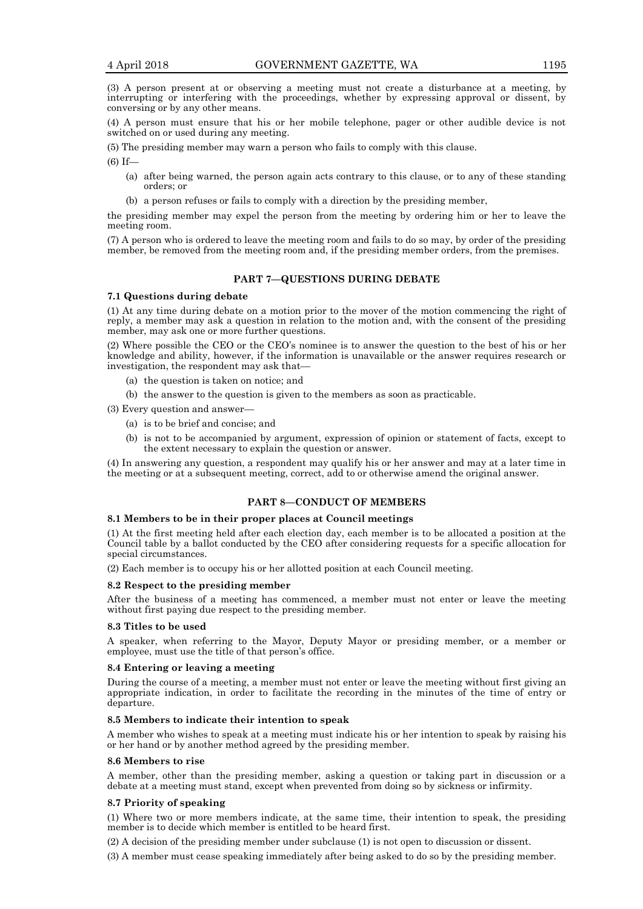(3) A person present at or observing a meeting must not create a disturbance at a meeting, by interrupting or interfering with the proceedings, whether by expressing approval or dissent, by conversing or by any other means.

(4) A person must ensure that his or her mobile telephone, pager or other audible device is not switched on or used during any meeting.

(5) The presiding member may warn a person who fails to comply with this clause.

(6) If—

- (a) after being warned, the person again acts contrary to this clause, or to any of these standing orders; or
- (b) a person refuses or fails to comply with a direction by the presiding member,

the presiding member may expel the person from the meeting by ordering him or her to leave the meeting room.

(7) A person who is ordered to leave the meeting room and fails to do so may, by order of the presiding member, be removed from the meeting room and, if the presiding member orders, from the premises.

## PART 7—QUESTIONS DURING DEBATE

### 7.1 Questions during debate

(1) At any time during debate on a motion prior to the mover of the motion commencing the right of reply, a member may ask a question in relation to the motion and, with the consent of the presiding member, may ask one or more further questions.

(2) Where possible the CEO or the CEO's nominee is to answer the question to the best of his or her knowledge and ability, however, if the information is unavailable or the answer requires research or investigation, the respondent may ask that—

- (a) the question is taken on notice; and
- (b) the answer to the question is given to the members as soon as practicable.

(3) Every question and answer—

- (a) is to be brief and concise; and
- (b) is not to be accompanied by argument, expression of opinion or statement of facts, except to the extent necessary to explain the question or answer.

(4) In answering any question, a respondent may qualify his or her answer and may at a later time in the meeting or at a subsequent meeting, correct, add to or otherwise amend the original answer.

## PART 8—CONDUCT OF MEMBERS

### 8.1 Members to be in their proper places at Council meetings

(1) At the first meeting held after each election day, each member is to be allocated a position at the Council table by a ballot conducted by the CEO after considering requests for a specific allocation for special circumstances.

(2) Each member is to occupy his or her allotted position at each Council meeting.

### 8.2 Respect to the presiding member

After the business of a meeting has commenced, a member must not enter or leave the meeting without first paying due respect to the presiding member.

### 8.3 Titles to be used

A speaker, when referring to the Mayor, Deputy Mayor or presiding member, or a member or employee, must use the title of that person's office.

### 8.4 Entering or leaving a meeting

During the course of a meeting, a member must not enter or leave the meeting without first giving an appropriate indication, in order to facilitate the recording in the minutes of the time of entry or departure.

### 8.5 Members to indicate their intention to speak

A member who wishes to speak at a meeting must indicate his or her intention to speak by raising his or her hand or by another method agreed by the presiding member.

### 8.6 Members to rise

A member, other than the presiding member, asking a question or taking part in discussion or a debate at a meeting must stand, except when prevented from doing so by sickness or infirmity.

### 8.7 Priority of speaking

(1) Where two or more members indicate, at the same time, their intention to speak, the presiding member is to decide which member is entitled to be heard first.

(2) A decision of the presiding member under subclause (1) is not open to discussion or dissent.

(3) A member must cease speaking immediately after being asked to do so by the presiding member.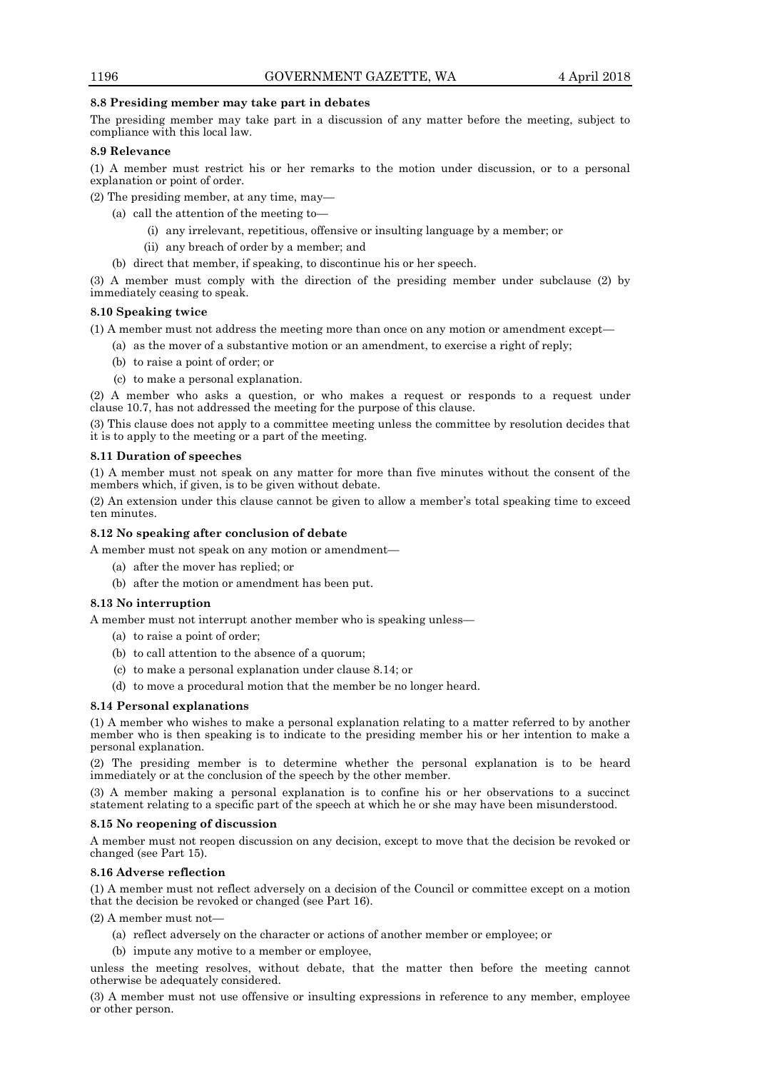**8.8 Presiding member may take part in debates**

The presiding member may take part in a discussion of any matter before the meeting, subject to compliance with this local law.

**8.9 Relevance**

(1) A member must restrict his or her remarks to the motion under discussion, or to a personal explanation or point of order.

(2) The presiding member, at any time, may—

- (a) call the attention of the meeting to—
    - (i) any irrelevant, repetitious, offensive or insulting language by a member; or
    - (ii) any breach of order by a member; and
- (b) direct that member, if speaking, to discontinue his or her speech.

(3) A member must comply with the direction of the presiding member under subclause (2) by immediately ceasing to speak.

**8.10 Speaking twice**

(1) A member must not address the meeting more than once on any motion or amendment except—

- (a) as the mover of a substantive motion or an amendment, to exercise a right of reply;
- (b) to raise a point of order; or
- (c) to make a personal explanation.

(2) A member who asks a question, or who makes a request or responds to a request under clause 10.7, has not addressed the meeting for the purpose of this clause.

(3) This clause does not apply to a committee meeting unless the committee by resolution decides that it is to apply to the meeting or a part of the meeting.

**8.11 Duration of speeches**

(1) A member must not speak on any matter for more than five minutes without the consent of the members which, if given, is to be given without debate.

(2) An extension under this clause cannot be given to allow a member's total speaking time to exceed ten minutes.

**8.12 No speaking after conclusion of debate**

A member must not speak on any motion or amendment—

- (a) after the mover has replied; or
- (b) after the motion or amendment has been put.

**8.13 No interruption**

A member must not interrupt another member who is speaking unless—

- (a) to raise a point of order;
- (b) to call attention to the absence of a quorum;
- (c) to make a personal explanation under clause 8.14; or
- (d) to move a procedural motion that the member be no longer heard.

**8.14 Personal explanations**

(1) A member who wishes to make a personal explanation relating to a matter referred to by another member who is then speaking is to indicate to the presiding member his or her intention to make a personal explanation.

(2) The presiding member is to determine whether the personal explanation is to be heard immediately or at the conclusion of the speech by the other member.

(3) A member making a personal explanation is to confine his or her observations to a succinct statement relating to a specific part of the speech at which he or she may have been misunderstood.

**8.15 No reopening of discussion**

A member must not reopen discussion on any decision, except to move that the decision be revoked or changed (see Part 15).

**8.16 Adverse reflection**

(1) A member must not reflect adversely on a decision of the Council or committee except on a motion that the decision be revoked or changed (see Part 16).

(2) A member must not—

- (a) reflect adversely on the character or actions of another member or employee; or
- (b) impute any motive to a member or employee,

unless the meeting resolves, without debate, that the matter then before the meeting cannot otherwise be adequately considered.

(3) A member must not use offensive or insulting expressions in reference to any member, employee or other person.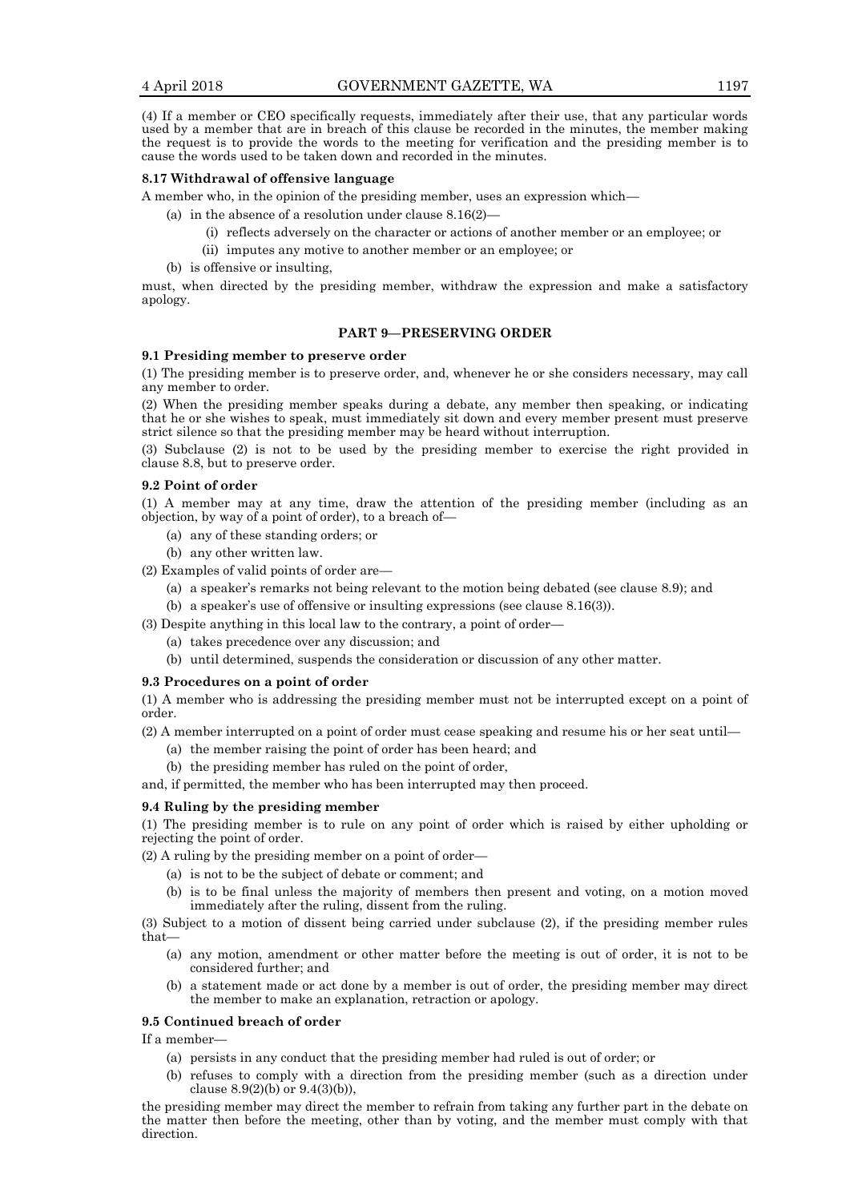(4) If a member or CEO specifically requests, immediately after their use, that any particular words used by a member that are in breach of this clause be recorded in the minutes, the member making the request is to provide the words to the meeting for verification and the presiding member is to cause the words used to be taken down and recorded in the minutes.

**8.17 Withdrawal of offensive language**

A member who, in the opinion of the presiding member, uses an expression which—

- (a) in the absence of a resolution under clause 8.16(2)—
  - (i) reflects adversely on the character or actions of another member or an employee; or
  - (ii) imputes any motive to another member or an employee; or
- (b) is offensive or insulting,

must, when directed by the presiding member, withdraw the expression and make a satisfactory apology.

## PART 9—PRESERVING ORDER

**9.1 Presiding member to preserve order**

(1) The presiding member is to preserve order, and, whenever he or she considers necessary, may call any member to order.

(2) When the presiding member speaks during a debate, any member then speaking, or indicating that he or she wishes to speak, must immediately sit down and every member present must preserve strict silence so that the presiding member may be heard without interruption.

(3) Subclause (2) is not to be used by the presiding member to exercise the right provided in clause 8.8, but to preserve order.

**9.2 Point of order**

(1) A member may at any time, draw the attention of the presiding member (including as an objection, by way of a point of order), to a breach of—

- (a) any of these standing orders; or
- (b) any other written law.

(2) Examples of valid points of order are—

- (a) a speaker's remarks not being relevant to the motion being debated (see clause 8.9); and
- (b) a speaker's use of offensive or insulting expressions (see clause 8.16(3)).

(3) Despite anything in this local law to the contrary, a point of order—

- (a) takes precedence over any discussion; and
- (b) until determined, suspends the consideration or discussion of any other matter.

**9.3 Procedures on a point of order**

(1) A member who is addressing the presiding member must not be interrupted except on a point of order.

(2) A member interrupted on a point of order must cease speaking and resume his or her seat until—

- (a) the member raising the point of order has been heard; and
- (b) the presiding member has ruled on the point of order,

and, if permitted, the member who has been interrupted may then proceed.

**9.4 Ruling by the presiding member**

(1) The presiding member is to rule on any point of order which is raised by either upholding or rejecting the point of order.

(2) A ruling by the presiding member on a point of order—

- (a) is not to be the subject of debate or comment; and
- (b) is to be final unless the majority of members then present and voting, on a motion moved immediately after the ruling, dissent from the ruling.

(3) Subject to a motion of dissent being carried under subclause (2), if the presiding member rules that—

- (a) any motion, amendment or other matter before the meeting is out of order, it is not to be considered further; and
- (b) a statement made or act done by a member is out of order, the presiding member may direct the member to make an explanation, retraction or apology.

**9.5 Continued breach of order**

If a member—

- (a) persists in any conduct that the presiding member had ruled is out of order; or
- (b) refuses to comply with a direction from the presiding member (such as a direction under clause 8.9(2)(b) or 9.4(3)(b)),

the presiding member may direct the member to refrain from taking any further part in the debate on the matter then before the meeting, other than by voting, and the member must comply with that direction.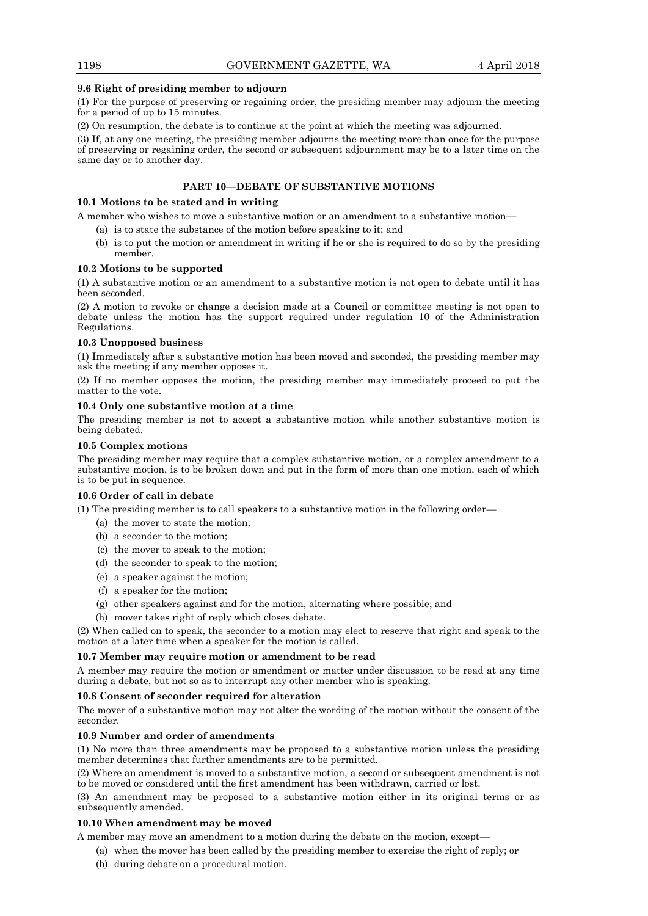**9.6 Right of presiding member to adjourn**

(1) For the purpose of preserving or regaining order, the presiding member may adjourn the meeting for a period of up to 15 minutes.

(2) On resumption, the debate is to continue at the point at which the meeting was adjourned.

(3) If, at any one meeting, the presiding member adjourns the meeting more than once for the purpose of preserving or regaining order, the second or subsequent adjournment may be to a later time on the same day or to another day.

## PART 10—DEBATE OF SUBSTANTIVE MOTIONS

**10.1 Motions to be stated and in writing**

A member who wishes to move a substantive motion or an amendment to a substantive motion—

(a) is to state the substance of the motion before speaking to it; and

(b) is to put the motion or amendment in writing if he or she is required to do so by the presiding member.

**10.2 Motions to be supported**

(1) A substantive motion or an amendment to a substantive motion is not open to debate until it has been seconded.

(2) A motion to revoke or change a decision made at a Council or committee meeting is not open to debate unless the motion has the support required under regulation 10 of the Administration Regulations.

**10.3 Unopposed business**

(1) Immediately after a substantive motion has been moved and seconded, the presiding member may ask the meeting if any member opposes it.

(2) If no member opposes the motion, the presiding member may immediately proceed to put the matter to the vote.

**10.4 Only one substantive motion at a time**

The presiding member is not to accept a substantive motion while another substantive motion is being debated.

**10.5 Complex motions**

The presiding member may require that a complex substantive motion, or a complex amendment to a substantive motion, is to be broken down and put in the form of more than one motion, each of which is to be put in sequence.

**10.6 Order of call in debate**

(1) The presiding member is to call speakers to a substantive motion in the following order—

(a) the mover to state the motion;

(b) a seconder to the motion;

(c) the mover to speak to the motion;

(d) the seconder to speak to the motion;

(e) a speaker against the motion;

(f) a speaker for the motion;

(g) other speakers against and for the motion, alternating where possible; and

(h) mover takes right of reply which closes debate.

(2) When called on to speak, the seconder to a motion may elect to reserve that right and speak to the motion at a later time when a speaker for the motion is called.

**10.7 Member may require motion or amendment to be read**

A member may require the motion or amendment or matter under discussion to be read at any time during a debate, but not so as to interrupt any other member who is speaking.

**10.8 Consent of seconder required for alteration**

The mover of a substantive motion may not alter the wording of the motion without the consent of the seconder.

**10.9 Number and order of amendments**

(1) No more than three amendments may be proposed to a substantive motion unless the presiding member determines that further amendments are to be permitted.

(2) Where an amendment is moved to a substantive motion, a second or subsequent amendment is not to be moved or considered until the first amendment has been withdrawn, carried or lost.

(3) An amendment may be proposed to a substantive motion either in its original terms or as subsequently amended.

**10.10 When amendment may be moved**

A member may move an amendment to a motion during the debate on the motion, except—

(a) when the mover has been called by the presiding member to exercise the right of reply; or

(b) during debate on a procedural motion.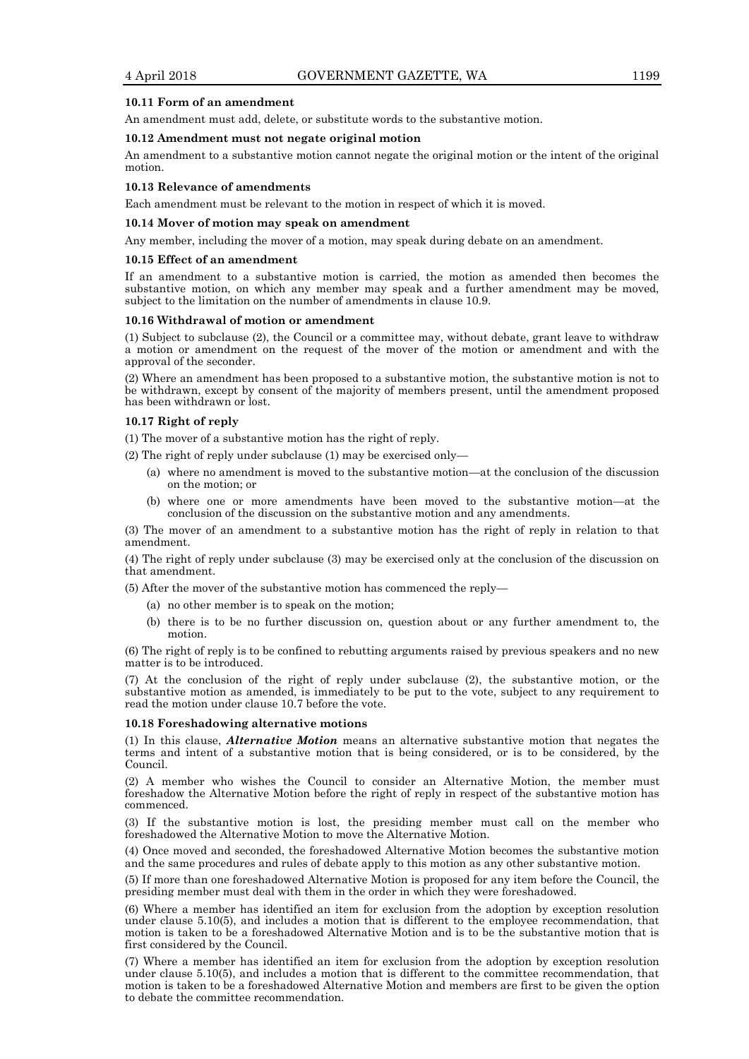#### 10.11 Form of an amendment

An amendment must add, delete, or substitute words to the substantive motion.

#### 10.12 Amendment must not negate original motion

An amendment to a substantive motion cannot negate the original motion or the intent of the original motion.

#### 10.13 Relevance of amendments

Each amendment must be relevant to the motion in respect of which it is moved.

#### 10.14 Mover of motion may speak on amendment

Any member, including the mover of a motion, may speak during debate on an amendment.

#### 10.15 Effect of an amendment

If an amendment to a substantive motion is carried, the motion as amended then becomes the substantive motion, on which any member may speak and a further amendment may be moved, subject to the limitation on the number of amendments in clause 10.9.

#### 10.16 Withdrawal of motion or amendment

(1) Subject to subclause (2), the Council or a committee may, without debate, grant leave to withdraw a motion or amendment on the request of the mover of the motion or amendment and with the approval of the seconder.

(2) Where an amendment has been proposed to a substantive motion, the substantive motion is not to be withdrawn, except by consent of the majority of members present, until the amendment proposed has been withdrawn or lost.

#### 10.17 Right of reply

(1) The mover of a substantive motion has the right of reply.

(2) The right of reply under subclause (1) may be exercised only—

- (a) where no amendment is moved to the substantive motion—at the conclusion of the discussion on the motion; or
- (b) where one or more amendments have been moved to the substantive motion—at the conclusion of the discussion on the substantive motion and any amendments.

(3) The mover of an amendment to a substantive motion has the right of reply in relation to that amendment.

(4) The right of reply under subclause (3) may be exercised only at the conclusion of the discussion on that amendment.

(5) After the mover of the substantive motion has commenced the reply—

- (a) no other member is to speak on the motion;
- (b) there is to be no further discussion on, question about or any further amendment to, the motion.

(6) The right of reply is to be confined to rebutting arguments raised by previous speakers and no new matter is to be introduced.

(7) At the conclusion of the right of reply under subclause (2), the substantive motion, or the substantive motion as amended, is immediately to be put to the vote, subject to any requirement to read the motion under clause 10.7 before the vote.

#### 10.18 Foreshadowing alternative motions

(1) In this clause, ***Alternative Motion*** means an alternative substantive motion that negates the terms and intent of a substantive motion that is being considered, or is to be considered, by the Council.

(2) A member who wishes the Council to consider an Alternative Motion, the member must foreshadow the Alternative Motion before the right of reply in respect of the substantive motion has commenced.

(3) If the substantive motion is lost, the presiding member must call on the member who foreshadowed the Alternative Motion to move the Alternative Motion.

(4) Once moved and seconded, the foreshadowed Alternative Motion becomes the substantive motion and the same procedures and rules of debate apply to this motion as any other substantive motion.

(5) If more than one foreshadowed Alternative Motion is proposed for any item before the Council, the presiding member must deal with them in the order in which they were foreshadowed.

(6) Where a member has identified an item for exclusion from the adoption by exception resolution under clause 5.10(5), and includes a motion that is different to the employee recommendation, that motion is taken to be a foreshadowed Alternative Motion and is to be the substantive motion that is first considered by the Council.

(7) Where a member has identified an item for exclusion from the adoption by exception resolution under clause 5.10(5), and includes a motion that is different to the committee recommendation, that motion is taken to be a foreshadowed Alternative Motion and members are first to be given the option to debate the committee recommendation.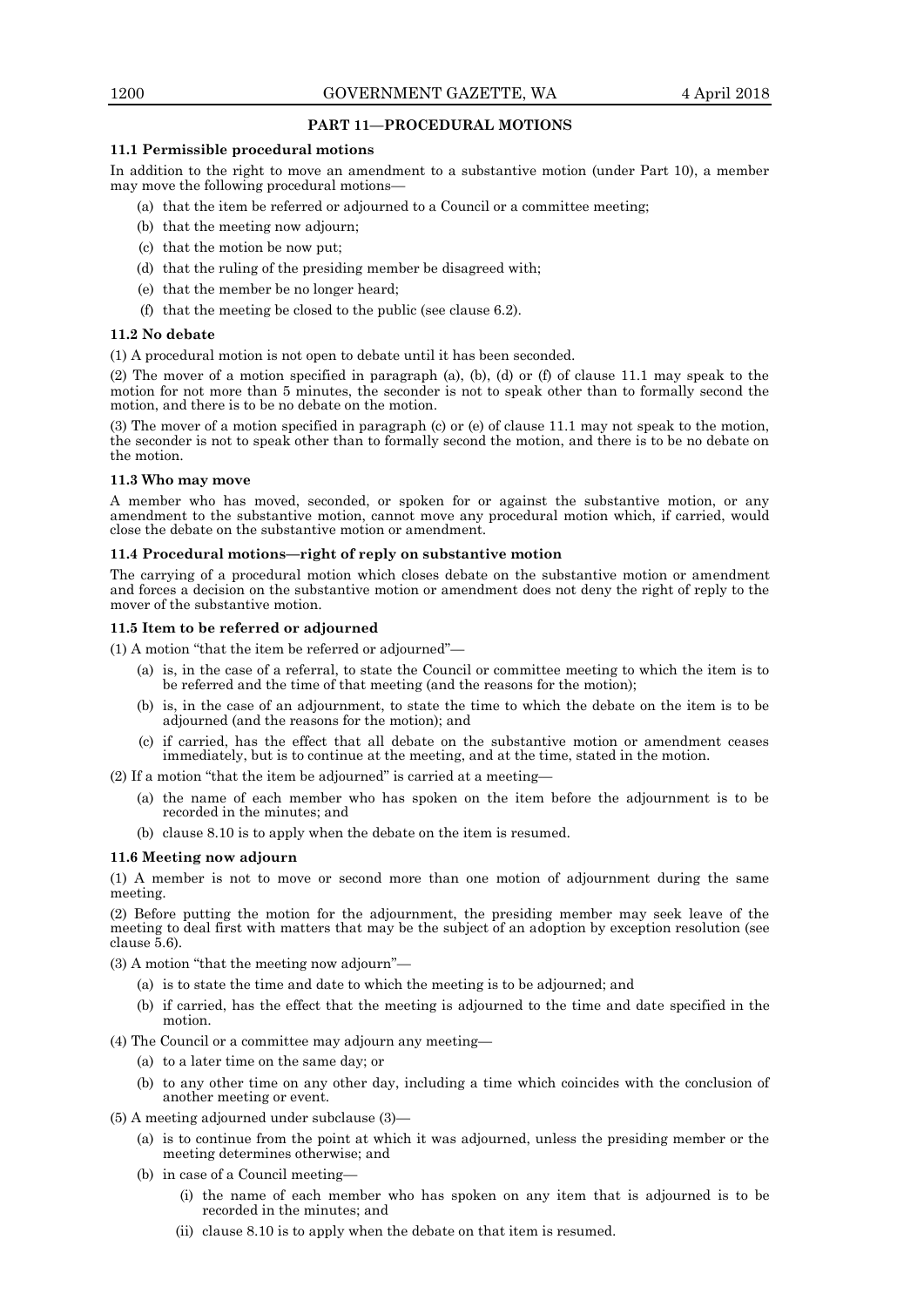## PART 11—PROCEDURAL MOTIONS

### 11.1 Permissible procedural motions

In addition to the right to move an amendment to a substantive motion (under Part 10), a member may move the following procedural motions—

(a) that the item be referred or adjourned to a Council or a committee meeting;

(b) that the meeting now adjourn;

(c) that the motion be now put;

(d) that the ruling of the presiding member be disagreed with;

(e) that the member be no longer heard;

(f) that the meeting be closed to the public (see clause 6.2).

### 11.2 No debate

(1) A procedural motion is not open to debate until it has been seconded.

(2) The mover of a motion specified in paragraph (a), (b), (d) or (f) of clause 11.1 may speak to the motion for not more than 5 minutes, the seconder is not to speak other than to formally second the motion, and there is to be no debate on the motion.

(3) The mover of a motion specified in paragraph (c) or (e) of clause 11.1 may not speak to the motion, the seconder is not to speak other than to formally second the motion, and there is to be no debate on the motion.

### 11.3 Who may move

A member who has moved, seconded, or spoken for or against the substantive motion, or any amendment to the substantive motion, cannot move any procedural motion which, if carried, would close the debate on the substantive motion or amendment.

### 11.4 Procedural motions—right of reply on substantive motion

The carrying of a procedural motion which closes debate on the substantive motion or amendment and forces a decision on the substantive motion or amendment does not deny the right of reply to the mover of the substantive motion.

### 11.5 Item to be referred or adjourned

(1) A motion "that the item be referred or adjourned"—

(a) is, in the case of a referral, to state the Council or committee meeting to which the item is to be referred and the time of that meeting (and the reasons for the motion);

(b) is, in the case of an adjournment, to state the time to which the debate on the item is to be adjourned (and the reasons for the motion); and

(c) if carried, has the effect that all debate on the substantive motion or amendment ceases immediately, but is to continue at the meeting, and at the time, stated in the motion.

(2) If a motion "that the item be adjourned" is carried at a meeting—

(a) the name of each member who has spoken on the item before the adjournment is to be recorded in the minutes; and

(b) clause 8.10 is to apply when the debate on the item is resumed.

### 11.6 Meeting now adjourn

(1) A member is not to move or second more than one motion of adjournment during the same meeting.

(2) Before putting the motion for the adjournment, the presiding member may seek leave of the meeting to deal first with matters that may be the subject of an adoption by exception resolution (see clause 5.6).

(3) A motion "that the meeting now adjourn"—

(a) is to state the time and date to which the meeting is to be adjourned; and

(b) if carried, has the effect that the meeting is adjourned to the time and date specified in the motion.

(4) The Council or a committee may adjourn any meeting—

(a) to a later time on the same day; or

(b) to any other time on any other day, including a time which coincides with the conclusion of another meeting or event.

(5) A meeting adjourned under subclause (3)—

(a) is to continue from the point at which it was adjourned, unless the presiding member or the meeting determines otherwise; and

(b) in case of a Council meeting—

(i) the name of each member who has spoken on any item that is adjourned is to be recorded in the minutes; and

(ii) clause 8.10 is to apply when the debate on that item is resumed.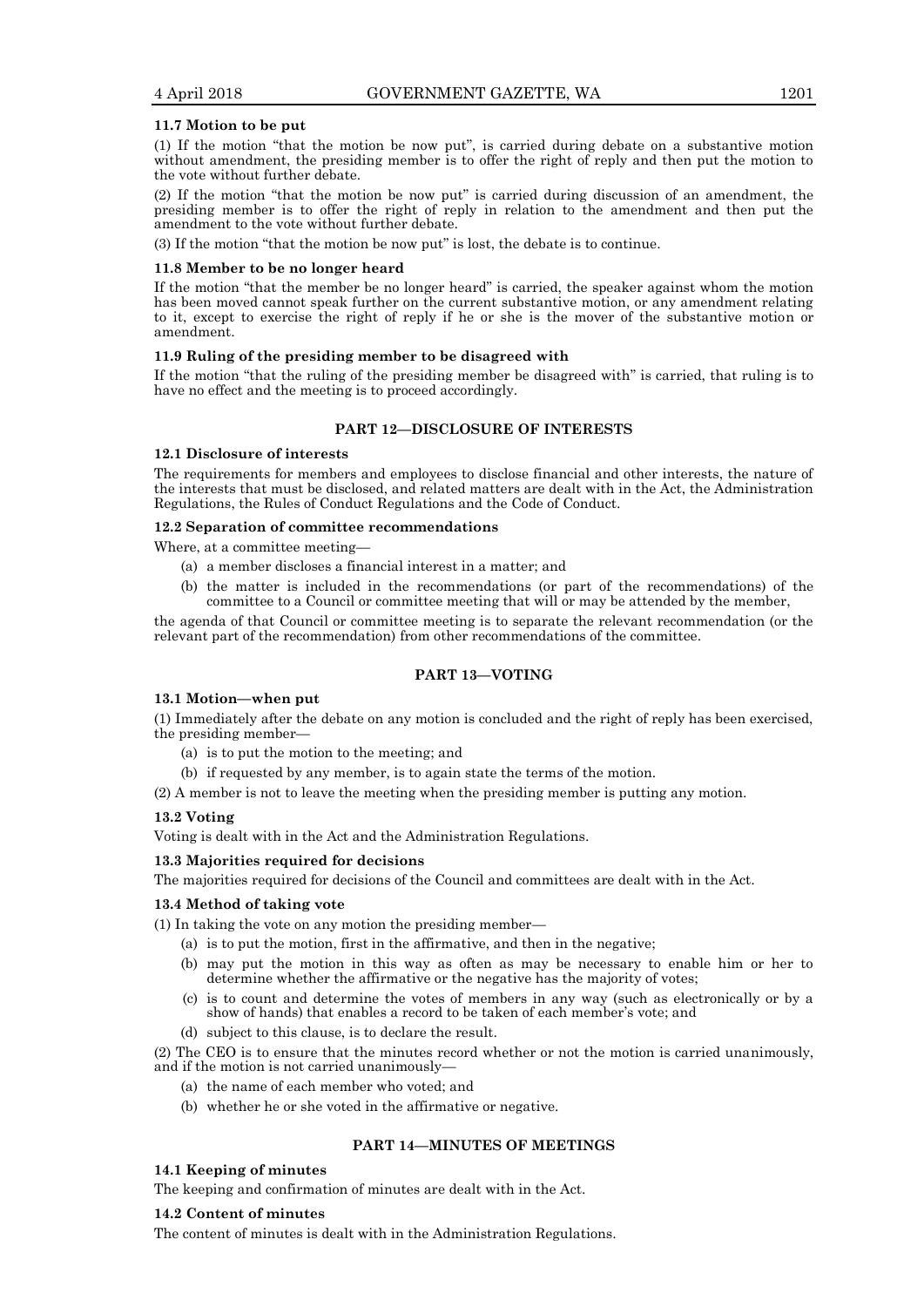**11.7 Motion to be put**

(1) If the motion "that the motion be now put", is carried during debate on a substantive motion without amendment, the presiding member is to offer the right of reply and then put the motion to the vote without further debate.

(2) If the motion "that the motion be now put" is carried during discussion of an amendment, the presiding member is to offer the right of reply in relation to the amendment and then put the amendment to the vote without further debate.

(3) If the motion "that the motion be now put" is lost, the debate is to continue.

**11.8 Member to be no longer heard**

If the motion "that the member be no longer heard" is carried, the speaker against whom the motion has been moved cannot speak further on the current substantive motion, or any amendment relating to it, except to exercise the right of reply if he or she is the mover of the substantive motion or amendment.

**11.9 Ruling of the presiding member to be disagreed with**

If the motion "that the ruling of the presiding member be disagreed with" is carried, that ruling is to have no effect and the meeting is to proceed accordingly.

## PART 12—DISCLOSURE OF INTERESTS

**12.1 Disclosure of interests**

The requirements for members and employees to disclose financial and other interests, the nature of the interests that must be disclosed, and related matters are dealt with in the Act, the Administration Regulations, the Rules of Conduct Regulations and the Code of Conduct.

**12.2 Separation of committee recommendations**

Where, at a committee meeting—

(a) a member discloses a financial interest in a matter; and

(b) the matter is included in the recommendations (or part of the recommendations) of the committee to a Council or committee meeting that will or may be attended by the member,

the agenda of that Council or committee meeting is to separate the relevant recommendation (or the relevant part of the recommendation) from other recommendations of the committee.

## PART 13—VOTING

**13.1 Motion—when put**

(1) Immediately after the debate on any motion is concluded and the right of reply has been exercised, the presiding member—

(a) is to put the motion to the meeting; and

(b) if requested by any member, is to again state the terms of the motion.

(2) A member is not to leave the meeting when the presiding member is putting any motion.

**13.2 Voting**

Voting is dealt with in the Act and the Administration Regulations.

**13.3 Majorities required for decisions**

The majorities required for decisions of the Council and committees are dealt with in the Act.

**13.4 Method of taking vote**

(1) In taking the vote on any motion the presiding member—

(a) is to put the motion, first in the affirmative, and then in the negative;

(b) may put the motion in this way as often as may be necessary to enable him or her to determine whether the affirmative or the negative has the majority of votes;

(c) is to count and determine the votes of members in any way (such as electronically or by a show of hands) that enables a record to be taken of each member's vote; and

(d) subject to this clause, is to declare the result.

(2) The CEO is to ensure that the minutes record whether or not the motion is carried unanimously, and if the motion is not carried unanimously—

(a) the name of each member who voted; and

(b) whether he or she voted in the affirmative or negative.

## PART 14—MINUTES OF MEETINGS

**14.1 Keeping of minutes**

The keeping and confirmation of minutes are dealt with in the Act.

**14.2 Content of minutes**

The content of minutes is dealt with in the Administration Regulations.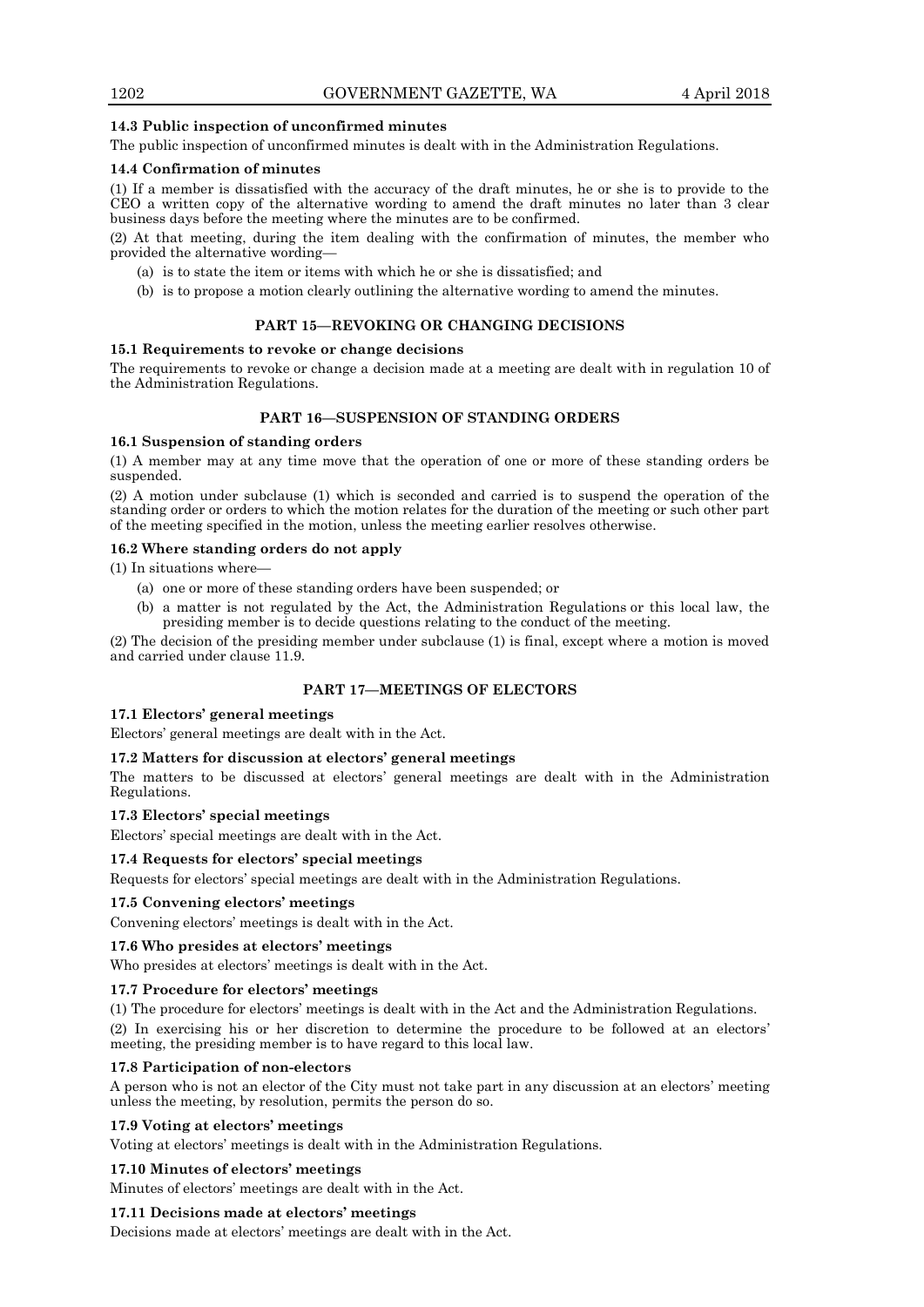**14.3 Public inspection of unconfirmed minutes**

The public inspection of unconfirmed minutes is dealt with in the Administration Regulations.

**14.4 Confirmation of minutes**

(1) If a member is dissatisfied with the accuracy of the draft minutes, he or she is to provide to the CEO a written copy of the alternative wording to amend the draft minutes no later than 3 clear business days before the meeting where the minutes are to be confirmed.

(2) At that meeting, during the item dealing with the confirmation of minutes, the member who provided the alternative wording—

- (a) is to state the item or items with which he or she is dissatisfied; and
- (b) is to propose a motion clearly outlining the alternative wording to amend the minutes.

## PART 15—REVOKING OR CHANGING DECISIONS

**15.1 Requirements to revoke or change decisions**

The requirements to revoke or change a decision made at a meeting are dealt with in regulation 10 of the Administration Regulations.

## PART 16—SUSPENSION OF STANDING ORDERS

**16.1 Suspension of standing orders**

(1) A member may at any time move that the operation of one or more of these standing orders be suspended.

(2) A motion under subclause (1) which is seconded and carried is to suspend the operation of the standing order or orders to which the motion relates for the duration of the meeting or such other part of the meeting specified in the motion, unless the meeting earlier resolves otherwise.

**16.2 Where standing orders do not apply**

(1) In situations where—

- (a) one or more of these standing orders have been suspended; or
- (b) a matter is not regulated by the Act, the Administration Regulations or this local law, the presiding member is to decide questions relating to the conduct of the meeting.

(2) The decision of the presiding member under subclause (1) is final, except where a motion is moved and carried under clause 11.9.

## PART 17—MEETINGS OF ELECTORS

**17.1 Electors' general meetings**

Electors' general meetings are dealt with in the Act.

**17.2 Matters for discussion at electors' general meetings**

The matters to be discussed at electors' general meetings are dealt with in the Administration Regulations.

**17.3 Electors' special meetings**

Electors' special meetings are dealt with in the Act.

**17.4 Requests for electors' special meetings**

Requests for electors' special meetings are dealt with in the Administration Regulations.

**17.5 Convening electors' meetings**

Convening electors' meetings is dealt with in the Act.

**17.6 Who presides at electors' meetings**

Who presides at electors' meetings is dealt with in the Act.

**17.7 Procedure for electors' meetings**

(1) The procedure for electors' meetings is dealt with in the Act and the Administration Regulations.

(2) In exercising his or her discretion to determine the procedure to be followed at an electors' meeting, the presiding member is to have regard to this local law.

**17.8 Participation of non-electors**

A person who is not an elector of the City must not take part in any discussion at an electors' meeting unless the meeting, by resolution, permits the person do so.

**17.9 Voting at electors' meetings**

Voting at electors' meetings is dealt with in the Administration Regulations.

**17.10 Minutes of electors' meetings**

Minutes of electors' meetings are dealt with in the Act.

**17.11 Decisions made at electors' meetings**

Decisions made at electors' meetings are dealt with in the Act.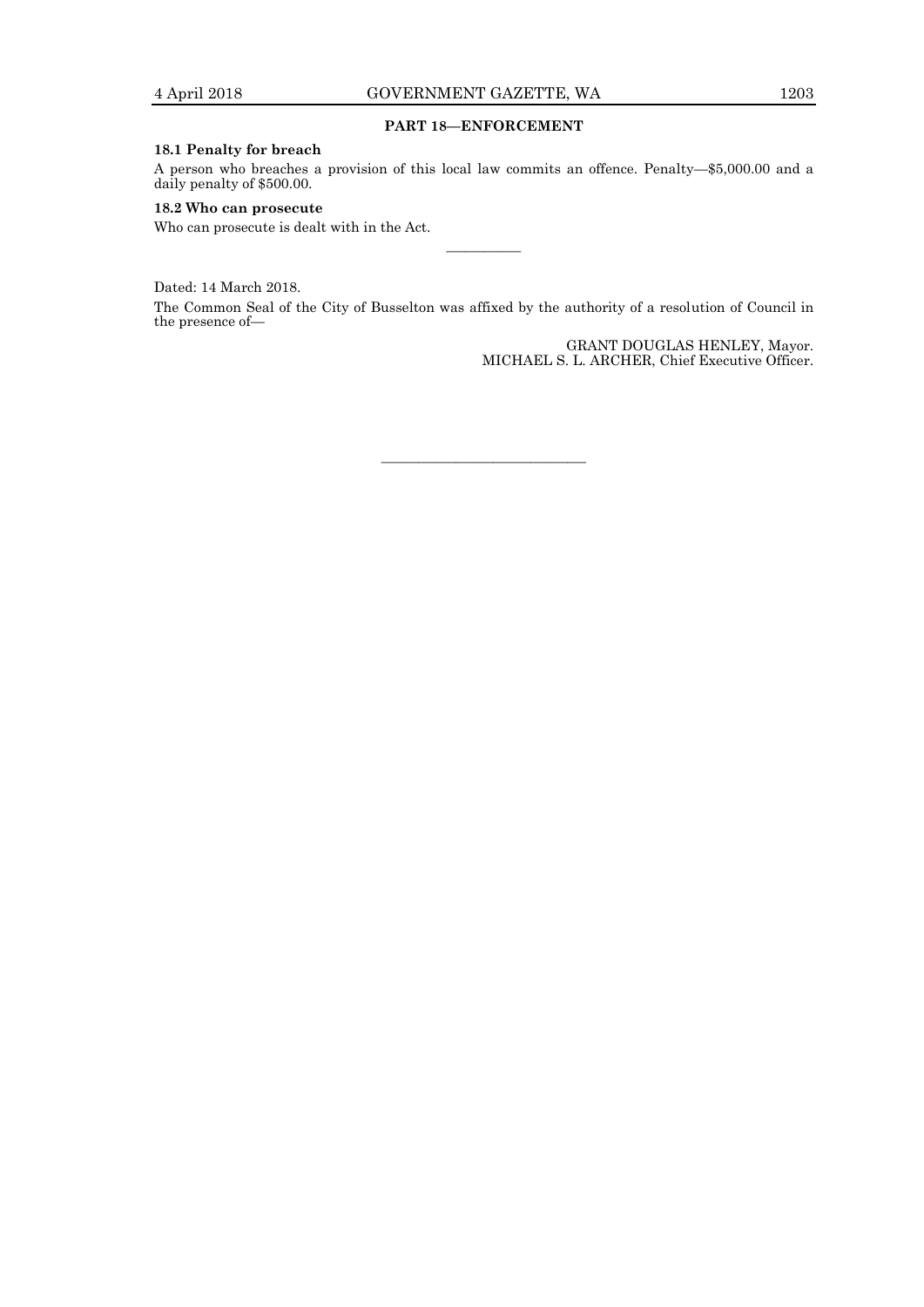## PART 18—ENFORCEMENT

**18.1 Penalty for breach**

A person who breaches a provision of this local law commits an offence. Penalty—$5,000.00 and a daily penalty of $500.00.

**18.2 Who can prosecute**

Who can prosecute is dealt with in the Act.

———————

Dated: 14 March 2018.

The Common Seal of the City of Busselton was affixed by the authority of a resolution of Council in the presence of—

GRANT DOUGLAS HENLEY, Mayor.
MICHAEL S. L. ARCHER, Chief Executive Officer.

———————————